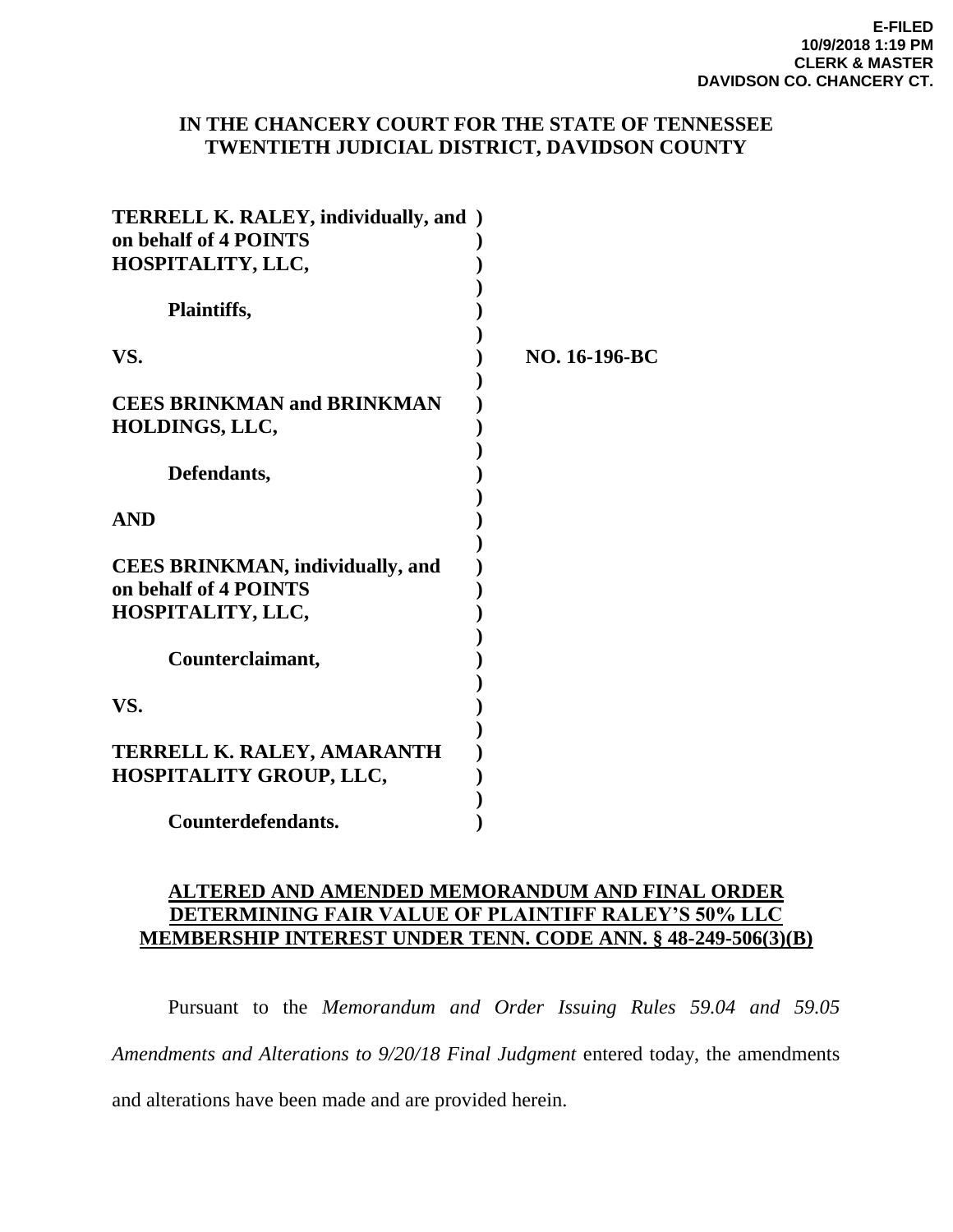**E-FILED**
**10/9/2018 1:19 PM**
**CLERK & MASTER**
**DAVIDSON CO. CHANCERY CT.**

**IN THE CHANCERY COURT FOR THE STATE OF TENNESSEE**
**TWENTIETH JUDICIAL DISTRICT, DAVIDSON COUNTY**

**TERRELL K. RALEY, individually, and on behalf of 4 POINTS HOSPITALITY, LLC,**

**Plaintiffs,**

**VS.** **NO. 16-196-BC**

**CEES BRINKMAN and BRINKMAN HOLDINGS, LLC,**

**Defendants,**

**AND**

**CEES BRINKMAN, individually, and on behalf of 4 POINTS HOSPITALITY, LLC,**

**Counterclaimant,**

**VS.**

**TERRELL K. RALEY, AMARANTH HOSPITALITY GROUP, LLC,**

**Counterdefendants.**

**ALTERED AND AMENDED MEMORANDUM AND FINAL ORDER DETERMINING FAIR VALUE OF PLAINTIFF RALEY'S 50% LLC MEMBERSHIP INTEREST UNDER TENN. CODE ANN. § 48-249-506(3)(B)**

Pursuant to the *Memorandum and Order Issuing Rules 59.04 and 59.05 Amendments and Alterations to 9/20/18 Final Judgment* entered today, the amendments and alterations have been made and are provided herein.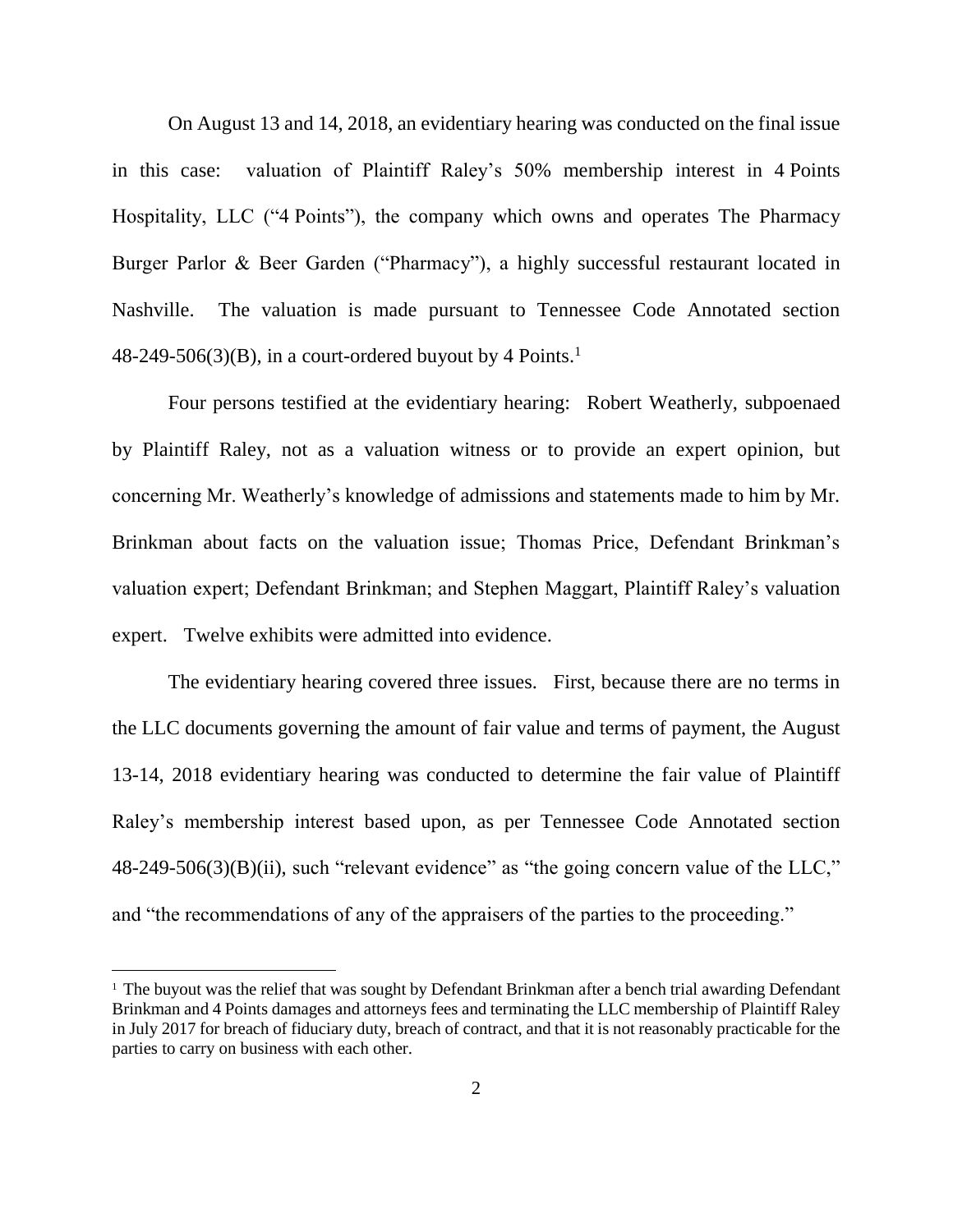On August 13 and 14, 2018, an evidentiary hearing was conducted on the final issue in this case: valuation of Plaintiff Raley's 50% membership interest in 4 Points Hospitality, LLC ("4 Points"), the company which owns and operates The Pharmacy Burger Parlor & Beer Garden ("Pharmacy"), a highly successful restaurant located in Nashville. The valuation is made pursuant to Tennessee Code Annotated section 48-249-506(3)(B), in a court-ordered buyout by 4 Points.[1]

Four persons testified at the evidentiary hearing: Robert Weatherly, subpoenaed by Plaintiff Raley, not as a valuation witness or to provide an expert opinion, but concerning Mr. Weatherly's knowledge of admissions and statements made to him by Mr. Brinkman about facts on the valuation issue; Thomas Price, Defendant Brinkman's valuation expert; Defendant Brinkman; and Stephen Maggart, Plaintiff Raley's valuation expert. Twelve exhibits were admitted into evidence.

The evidentiary hearing covered three issues. First, because there are no terms in the LLC documents governing the amount of fair value and terms of payment, the August 13-14, 2018 evidentiary hearing was conducted to determine the fair value of Plaintiff Raley's membership interest based upon, as per Tennessee Code Annotated section 48-249-506(3)(B)(ii), such "relevant evidence" as "the going concern value of the LLC," and "the recommendations of any of the appraisers of the parties to the proceeding."

---

[1] The buyout was the relief that was sought by Defendant Brinkman after a bench trial awarding Defendant Brinkman and 4 Points damages and attorneys fees and terminating the LLC membership of Plaintiff Raley in July 2017 for breach of fiduciary duty, breach of contract, and that it is not reasonably practicable for the parties to carry on business with each other.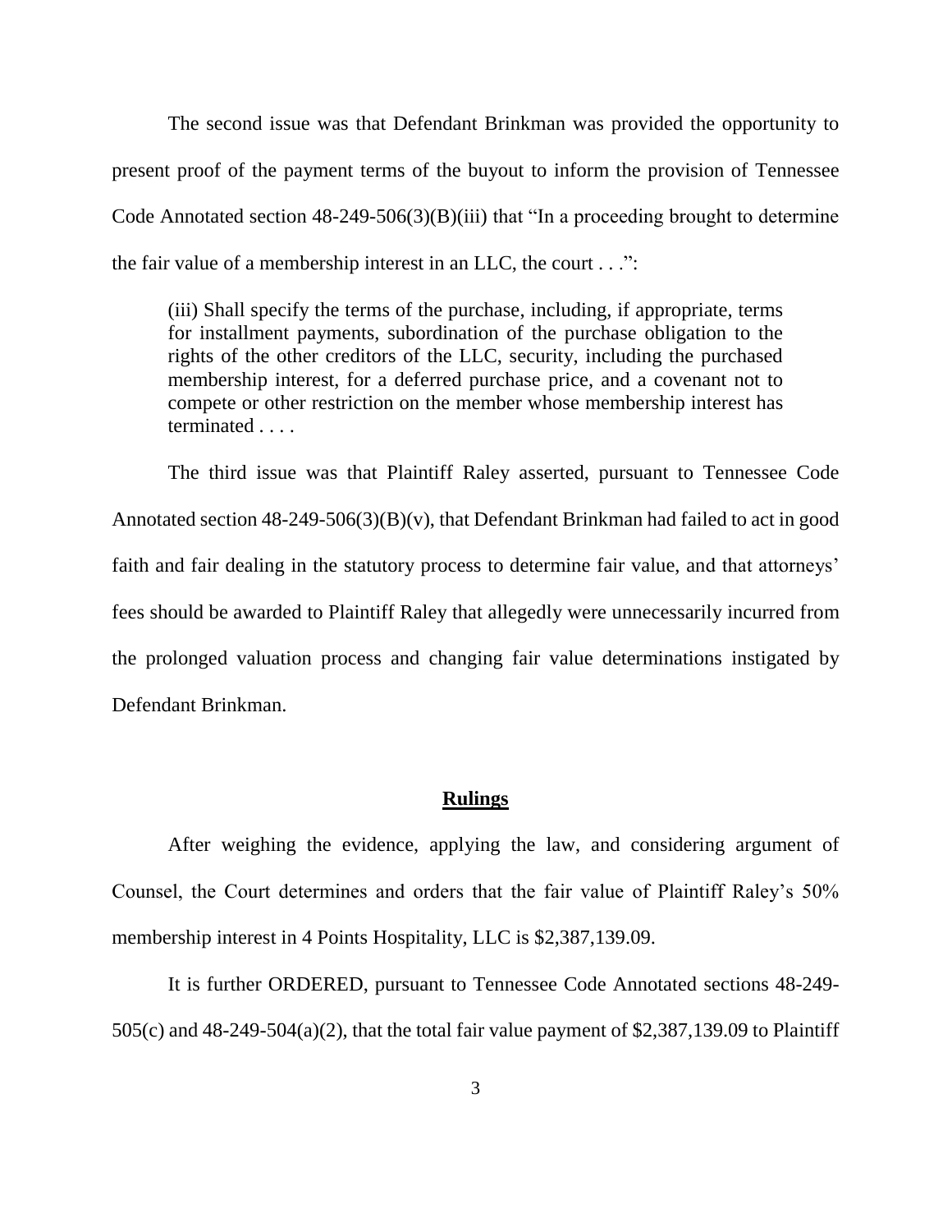The second issue was that Defendant Brinkman was provided the opportunity to present proof of the payment terms of the buyout to inform the provision of Tennessee Code Annotated section 48-249-506(3)(B)(iii) that "In a proceeding brought to determine the fair value of a membership interest in an LLC, the court . . .":

> (iii) Shall specify the terms of the purchase, including, if appropriate, terms for installment payments, subordination of the purchase obligation to the rights of the other creditors of the LLC, security, including the purchased membership interest, for a deferred purchase price, and a covenant not to compete or other restriction on the member whose membership interest has terminated . . . .

The third issue was that Plaintiff Raley asserted, pursuant to Tennessee Code Annotated section 48-249-506(3)(B)(v), that Defendant Brinkman had failed to act in good faith and fair dealing in the statutory process to determine fair value, and that attorneys' fees should be awarded to Plaintiff Raley that allegedly were unnecessarily incurred from the prolonged valuation process and changing fair value determinations instigated by Defendant Brinkman.

## **Rulings**

After weighing the evidence, applying the law, and considering argument of Counsel, the Court determines and orders that the fair value of Plaintiff Raley's 50% membership interest in 4 Points Hospitality, LLC is $2,387,139.09.

It is further ORDERED, pursuant to Tennessee Code Annotated sections 48-249-505(c) and 48-249-504(a)(2), that the total fair value payment of $2,387,139.09 to Plaintiff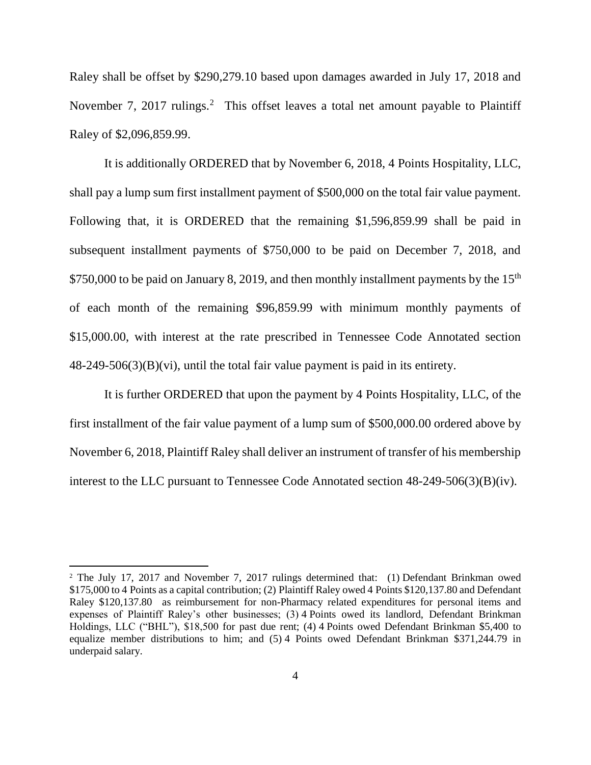Raley shall be offset by $290,279.10 based upon damages awarded in July 17, 2018 and November 7, 2017 rulings.[2] This offset leaves a total net amount payable to Plaintiff Raley of $2,096,859.99.

It is additionally ORDERED that by November 6, 2018, 4 Points Hospitality, LLC, shall pay a lump sum first installment payment of $500,000 on the total fair value payment. Following that, it is ORDERED that the remaining $1,596,859.99 shall be paid in subsequent installment payments of $750,000 to be paid on December 7, 2018, and $750,000 to be paid on January 8, 2019, and then monthly installment payments by the 15th of each month of the remaining $96,859.99 with minimum monthly payments of $15,000.00, with interest at the rate prescribed in Tennessee Code Annotated section 48-249-506(3)(B)(vi), until the total fair value payment is paid in its entirety.

It is further ORDERED that upon the payment by 4 Points Hospitality, LLC, of the first installment of the fair value payment of a lump sum of $500,000.00 ordered above by November 6, 2018, Plaintiff Raley shall deliver an instrument of transfer of his membership interest to the LLC pursuant to Tennessee Code Annotated section 48-249-506(3)(B)(iv).

---

[2] The July 17, 2017 and November 7, 2017 rulings determined that: (1) Defendant Brinkman owed $175,000 to 4 Points as a capital contribution; (2) Plaintiff Raley owed 4 Points $120,137.80 and Defendant Raley $120,137.80 as reimbursement for non-Pharmacy related expenditures for personal items and expenses of Plaintiff Raley's other businesses; (3) 4 Points owed its landlord, Defendant Brinkman Holdings, LLC ("BHL"), $18,500 for past due rent; (4) 4 Points owed Defendant Brinkman $5,400 to equalize member distributions to him; and (5) 4 Points owed Defendant Brinkman $371,244.79 in underpaid salary.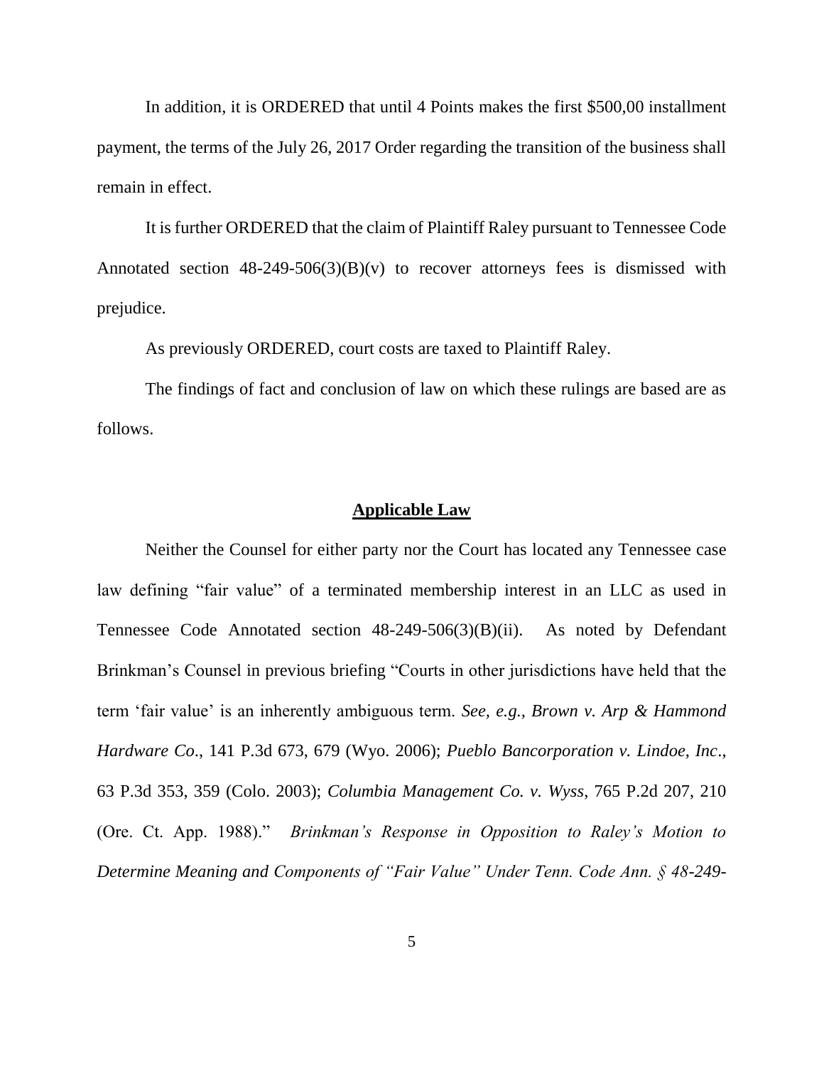In addition, it is ORDERED that until 4 Points makes the first $500,00 installment payment, the terms of the July 26, 2017 Order regarding the transition of the business shall remain in effect.

It is further ORDERED that the claim of Plaintiff Raley pursuant to Tennessee Code Annotated section 48-249-506(3)(B)(v) to recover attorneys fees is dismissed with prejudice.

As previously ORDERED, court costs are taxed to Plaintiff Raley.

The findings of fact and conclusion of law on which these rulings are based are as follows.

## **Applicable Law**

Neither the Counsel for either party nor the Court has located any Tennessee case law defining "fair value" of a terminated membership interest in an LLC as used in Tennessee Code Annotated section 48-249-506(3)(B)(ii). As noted by Defendant Brinkman's Counsel in previous briefing "Courts in other jurisdictions have held that the term 'fair value' is an inherently ambiguous term. *See, e.g., Brown v. Arp & Hammond Hardware Co*., 141 P.3d 673, 679 (Wyo. 2006); *Pueblo Bancorporation v. Lindoe, Inc*., 63 P.3d 353, 359 (Colo. 2003); *Columbia Management Co. v. Wyss*, 765 P.2d 207, 210 (Ore. Ct. App. 1988)." *Brinkman's Response in Opposition to Raley's Motion to Determine Meaning and Components of "Fair Value" Under Tenn. Code Ann. § 48-249-*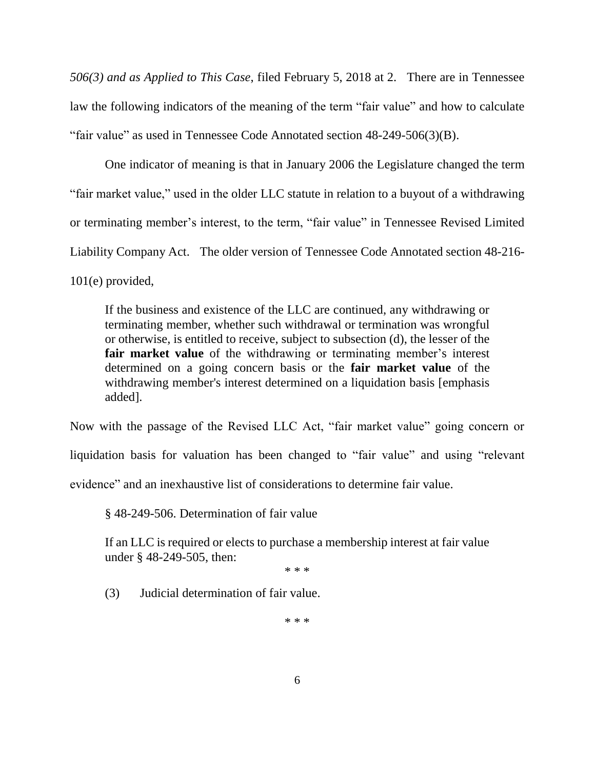*506(3) and as Applied to This Case*, filed February 5, 2018 at 2. There are in Tennessee law the following indicators of the meaning of the term "fair value" and how to calculate "fair value" as used in Tennessee Code Annotated section 48-249-506(3)(B).

One indicator of meaning is that in January 2006 the Legislature changed the term "fair market value," used in the older LLC statute in relation to a buyout of a withdrawing or terminating member's interest, to the term, "fair value" in Tennessee Revised Limited Liability Company Act. The older version of Tennessee Code Annotated section 48-216-101(e) provided,

> If the business and existence of the LLC are continued, any withdrawing or terminating member, whether such withdrawal or termination was wrongful or otherwise, is entitled to receive, subject to subsection (d), the lesser of the **fair market value** of the withdrawing or terminating member's interest determined on a going concern basis or the **fair market value** of the withdrawing member's interest determined on a liquidation basis [emphasis added].

Now with the passage of the Revised LLC Act, "fair market value" going concern or liquidation basis for valuation has been changed to "fair value" and using "relevant evidence" and an inexhaustive list of considerations to determine fair value.

> § 48-249-506. Determination of fair value
>
> If an LLC is required or elects to purchase a membership interest at fair value under § 48-249-505, then:
>
> \* \* \*
>
> (3) Judicial determination of fair value.
>
> \* \* \*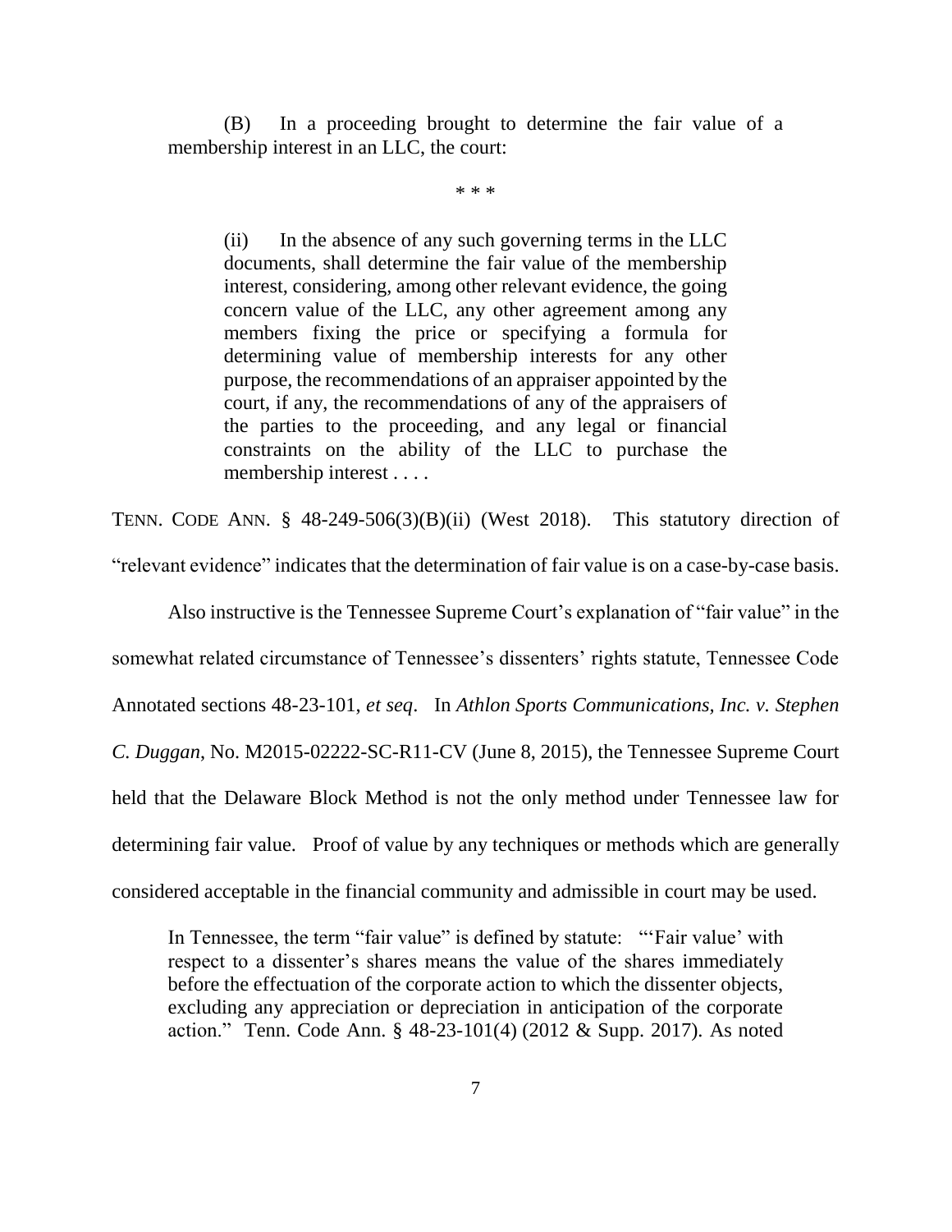(B) In a proceeding brought to determine the fair value of a membership interest in an LLC, the court:

\* \* \*

> (ii) In the absence of any such governing terms in the LLC documents, shall determine the fair value of the membership interest, considering, among other relevant evidence, the going concern value of the LLC, any other agreement among any members fixing the price or specifying a formula for determining value of membership interests for any other purpose, the recommendations of an appraiser appointed by the court, if any, the recommendations of any of the appraisers of the parties to the proceeding, and any legal or financial constraints on the ability of the LLC to purchase the membership interest . . . .

TENN. CODE ANN. § 48-249-506(3)(B)(ii) (West 2018). This statutory direction of "relevant evidence" indicates that the determination of fair value is on a case-by-case basis.

Also instructive is the Tennessee Supreme Court's explanation of "fair value" in the somewhat related circumstance of Tennessee's dissenters' rights statute, Tennessee Code Annotated sections 48-23-101, *et seq*. In *Athlon Sports Communications, Inc. v. Stephen C. Duggan*, No. M2015-02222-SC-R11-CV (June 8, 2015), the Tennessee Supreme Court held that the Delaware Block Method is not the only method under Tennessee law for determining fair value. Proof of value by any techniques or methods which are generally considered acceptable in the financial community and admissible in court may be used.

> In Tennessee, the term "fair value" is defined by statute: "'Fair value' with respect to a dissenter's shares means the value of the shares immediately before the effectuation of the corporate action to which the dissenter objects, excluding any appreciation or depreciation in anticipation of the corporate action." Tenn. Code Ann. § 48-23-101(4) (2012 & Supp. 2017). As noted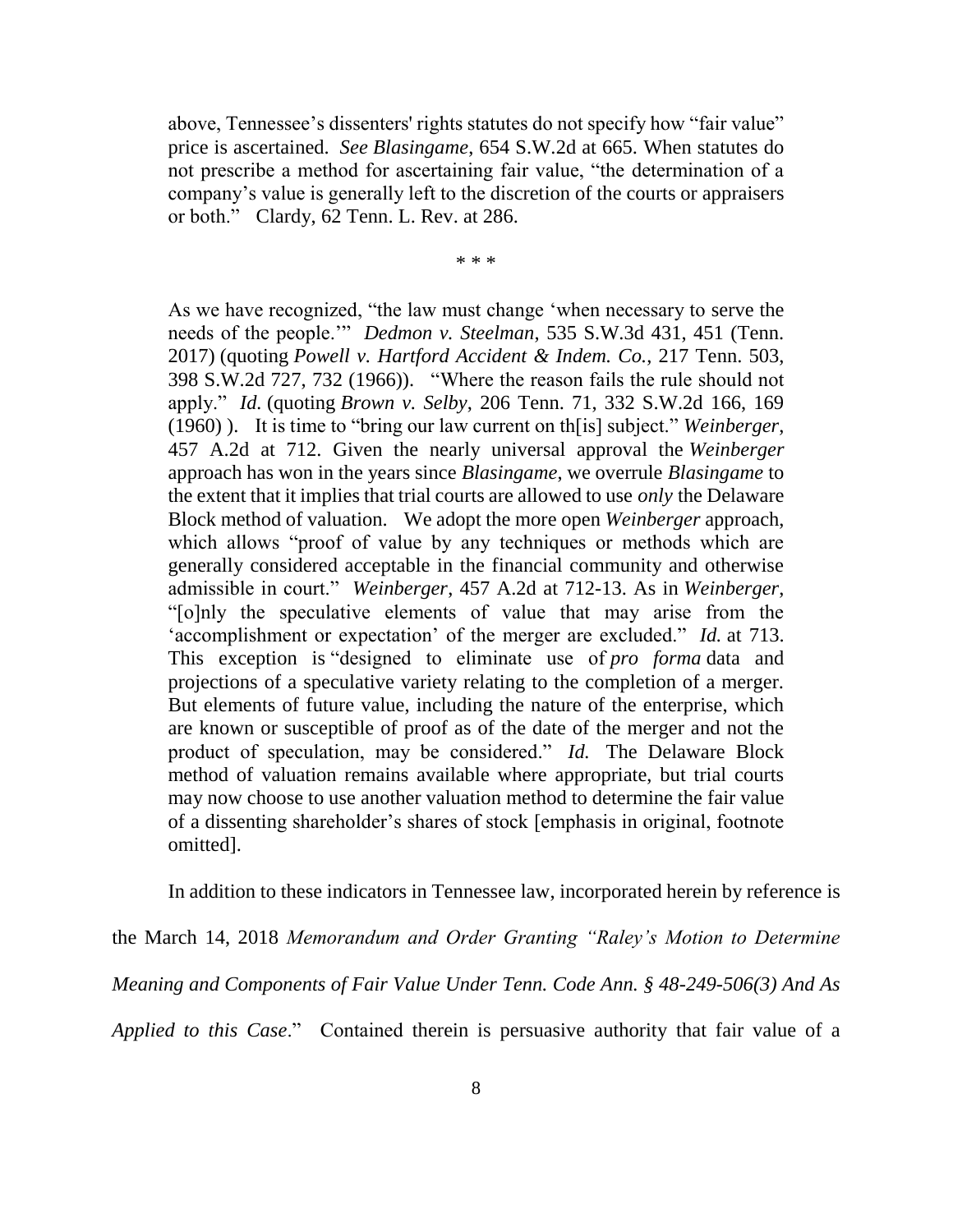above, Tennessee's dissenters' rights statutes do not specify how "fair value" price is ascertained. *See Blasingame*, 654 S.W.2d at 665. When statutes do not prescribe a method for ascertaining fair value, "the determination of a company's value is generally left to the discretion of the courts or appraisers or both." Clardy, 62 Tenn. L. Rev. at 286.

\* \* \*

As we have recognized, "the law must change 'when necessary to serve the needs of the people.'" *Dedmon v. Steelman*, 535 S.W.3d 431, 451 (Tenn. 2017) (quoting *Powell v. Hartford Accident & Indem. Co.*, 217 Tenn. 503, 398 S.W.2d 727, 732 (1966)). "Where the reason fails the rule should not apply." *Id.* (quoting *Brown v. Selby*, 206 Tenn. 71, 332 S.W.2d 166, 169 (1960) ). It is time to "bring our law current on th[is] subject." *Weinberger*, 457 A.2d at 712. Given the nearly universal approval the *Weinberger* approach has won in the years since *Blasingame*, we overrule *Blasingame* to the extent that it implies that trial courts are allowed to use *only* the Delaware Block method of valuation. We adopt the more open *Weinberger* approach, which allows "proof of value by any techniques or methods which are generally considered acceptable in the financial community and otherwise admissible in court." *Weinberger*, 457 A.2d at 712-13. As in *Weinberger*, "[o]nly the speculative elements of value that may arise from the 'accomplishment or expectation' of the merger are excluded." *Id.* at 713. This exception is "designed to eliminate use of *pro forma* data and projections of a speculative variety relating to the completion of a merger. But elements of future value, including the nature of the enterprise, which are known or susceptible of proof as of the date of the merger and not the product of speculation, may be considered." *Id.* The Delaware Block method of valuation remains available where appropriate, but trial courts may now choose to use another valuation method to determine the fair value of a dissenting shareholder's shares of stock [emphasis in original, footnote omitted].

In addition to these indicators in Tennessee law, incorporated herein by reference is the March 14, 2018 *Memorandum and Order Granting "Raley's Motion to Determine Meaning and Components of Fair Value Under Tenn. Code Ann. § 48-249-506(3) And As Applied to this Case*." Contained therein is persuasive authority that fair value of a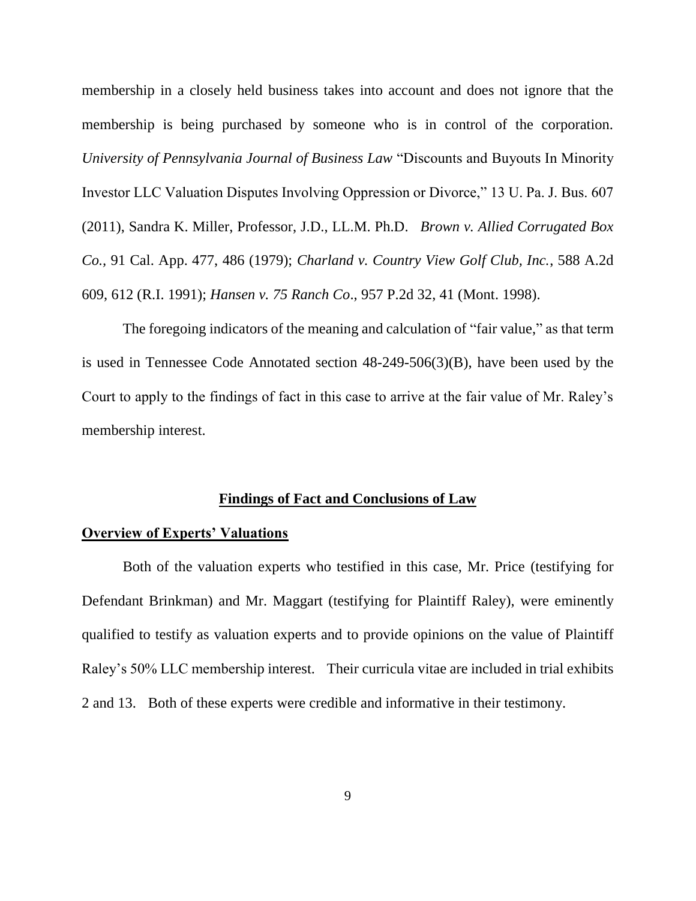membership in a closely held business takes into account and does not ignore that the membership is being purchased by someone who is in control of the corporation. *University of Pennsylvania Journal of Business Law* "Discounts and Buyouts In Minority Investor LLC Valuation Disputes Involving Oppression or Divorce," 13 U. Pa. J. Bus. 607 (2011), Sandra K. Miller, Professor, J.D., LL.M. Ph.D. *Brown v. Allied Corrugated Box Co.*, 91 Cal. App. 477, 486 (1979); *Charland v. Country View Golf Club, Inc.*, 588 A.2d 609, 612 (R.I. 1991); *Hansen v. 75 Ranch Co*., 957 P.2d 32, 41 (Mont. 1998).

The foregoing indicators of the meaning and calculation of "fair value," as that term is used in Tennessee Code Annotated section 48-249-506(3)(B), have been used by the Court to apply to the findings of fact in this case to arrive at the fair value of Mr. Raley's membership interest.

## **Findings of Fact and Conclusions of Law**

### **Overview of Experts' Valuations**

Both of the valuation experts who testified in this case, Mr. Price (testifying for Defendant Brinkman) and Mr. Maggart (testifying for Plaintiff Raley), were eminently qualified to testify as valuation experts and to provide opinions on the value of Plaintiff Raley's 50% LLC membership interest. Their curricula vitae are included in trial exhibits 2 and 13. Both of these experts were credible and informative in their testimony.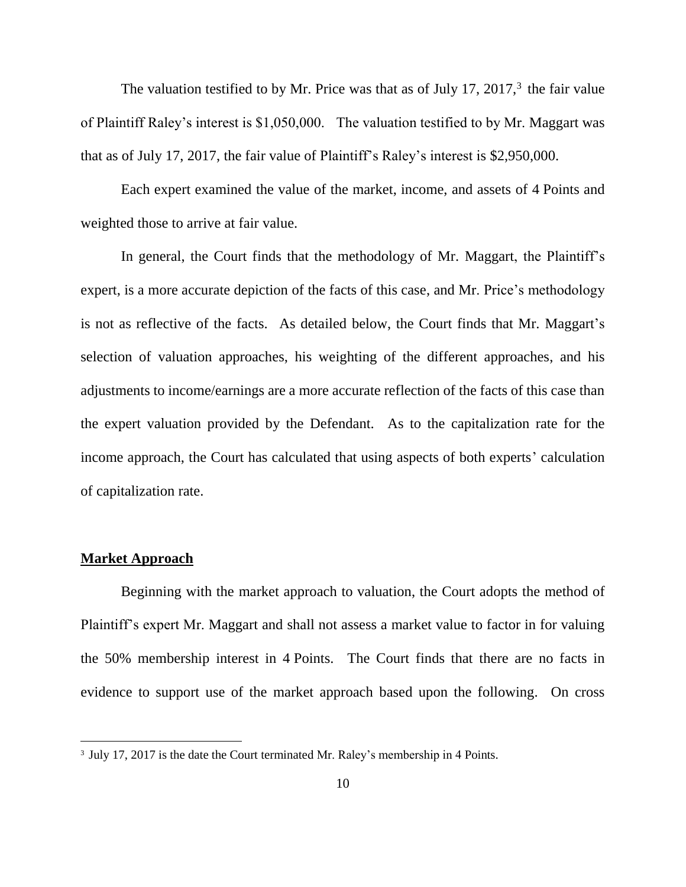The valuation testified to by Mr. Price was that as of July 17, 2017,[3] the fair value of Plaintiff Raley's interest is $1,050,000. The valuation testified to by Mr. Maggart was that as of July 17, 2017, the fair value of Plaintiff's Raley's interest is $2,950,000.

Each expert examined the value of the market, income, and assets of 4 Points and weighted those to arrive at fair value.

In general, the Court finds that the methodology of Mr. Maggart, the Plaintiff's expert, is a more accurate depiction of the facts of this case, and Mr. Price's methodology is not as reflective of the facts. As detailed below, the Court finds that Mr. Maggart's selection of valuation approaches, his weighting of the different approaches, and his adjustments to income/earnings are a more accurate reflection of the facts of this case than the expert valuation provided by the Defendant. As to the capitalization rate for the income approach, the Court has calculated that using aspects of both experts' calculation of capitalization rate.

## Market Approach

Beginning with the market approach to valuation, the Court adopts the method of Plaintiff's expert Mr. Maggart and shall not assess a market value to factor in for valuing the 50% membership interest in 4 Points. The Court finds that there are no facts in evidence to support use of the market approach based upon the following. On cross

[3] July 17, 2017 is the date the Court terminated Mr. Raley's membership in 4 Points.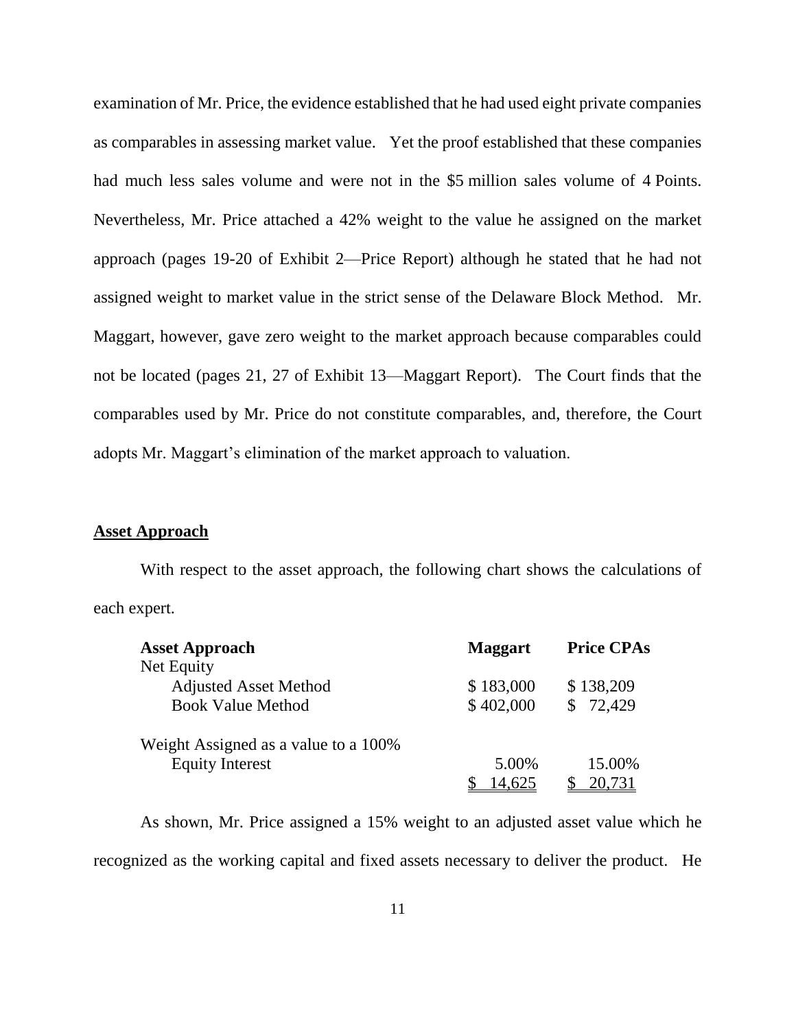examination of Mr. Price, the evidence established that he had used eight private companies as comparables in assessing market value. Yet the proof established that these companies had much less sales volume and were not in the $5 million sales volume of 4 Points. Nevertheless, Mr. Price attached a 42% weight to the value he assigned on the market approach (pages 19-20 of Exhibit 2—Price Report) although he stated that he had not assigned weight to market value in the strict sense of the Delaware Block Method. Mr. Maggart, however, gave zero weight to the market approach because comparables could not be located (pages 21, 27 of Exhibit 13—Maggart Report). The Court finds that the comparables used by Mr. Price do not constitute comparables, and, therefore, the Court adopts Mr. Maggart's elimination of the market approach to valuation.

**Asset Approach**

With respect to the asset approach, the following chart shows the calculations of each expert.

| **Asset Approach** | **Maggart** | **Price CPAs** |
|---|---|---|
| Net Equity | | |
| Adjusted Asset Method | $ 183,000 | $ 138,209 |
| Book Value Method | $ 402,000 | $ 72,429 |
| | | |
| Weight Assigned as a value to a 100% Equity Interest | 5.00% | 15.00% |
| | $ 14,625 | $ 20,731 |

As shown, Mr. Price assigned a 15% weight to an adjusted asset value which he recognized as the working capital and fixed assets necessary to deliver the product. He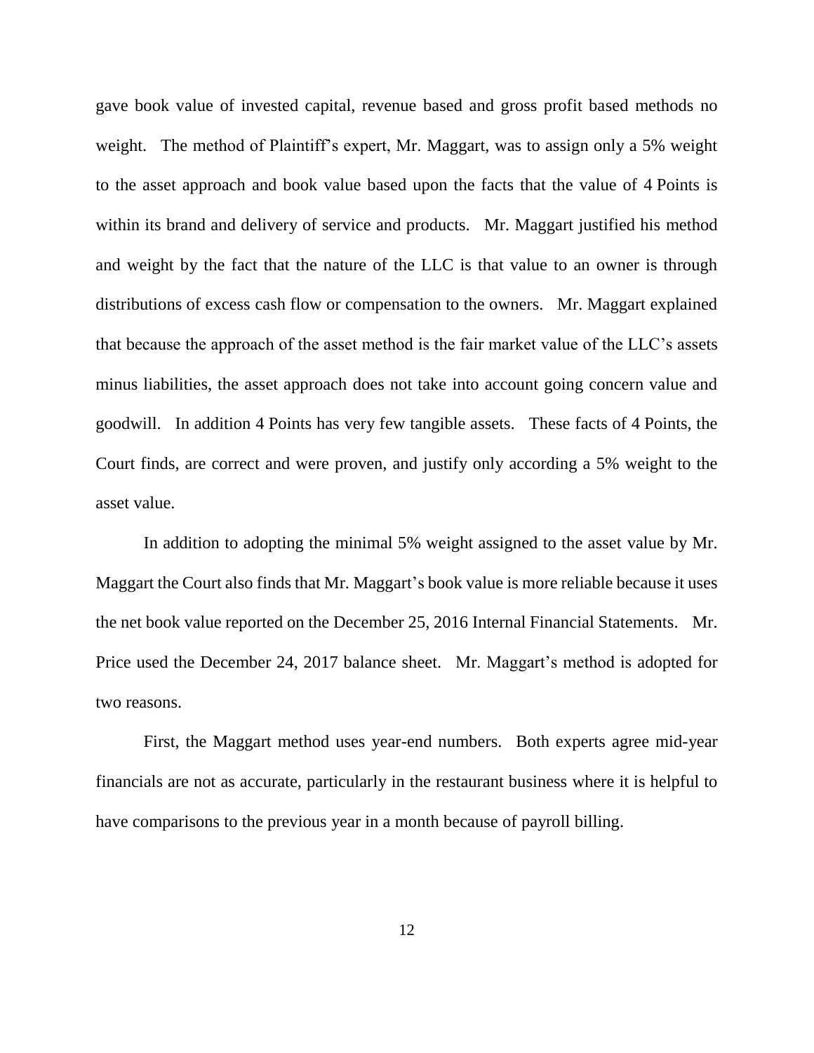gave book value of invested capital, revenue based and gross profit based methods no weight. The method of Plaintiff's expert, Mr. Maggart, was to assign only a 5% weight to the asset approach and book value based upon the facts that the value of 4 Points is within its brand and delivery of service and products. Mr. Maggart justified his method and weight by the fact that the nature of the LLC is that value to an owner is through distributions of excess cash flow or compensation to the owners. Mr. Maggart explained that because the approach of the asset method is the fair market value of the LLC's assets minus liabilities, the asset approach does not take into account going concern value and goodwill. In addition 4 Points has very few tangible assets. These facts of 4 Points, the Court finds, are correct and were proven, and justify only according a 5% weight to the asset value.

In addition to adopting the minimal 5% weight assigned to the asset value by Mr. Maggart the Court also finds that Mr. Maggart's book value is more reliable because it uses the net book value reported on the December 25, 2016 Internal Financial Statements. Mr. Price used the December 24, 2017 balance sheet. Mr. Maggart's method is adopted for two reasons.

First, the Maggart method uses year-end numbers. Both experts agree mid-year financials are not as accurate, particularly in the restaurant business where it is helpful to have comparisons to the previous year in a month because of payroll billing.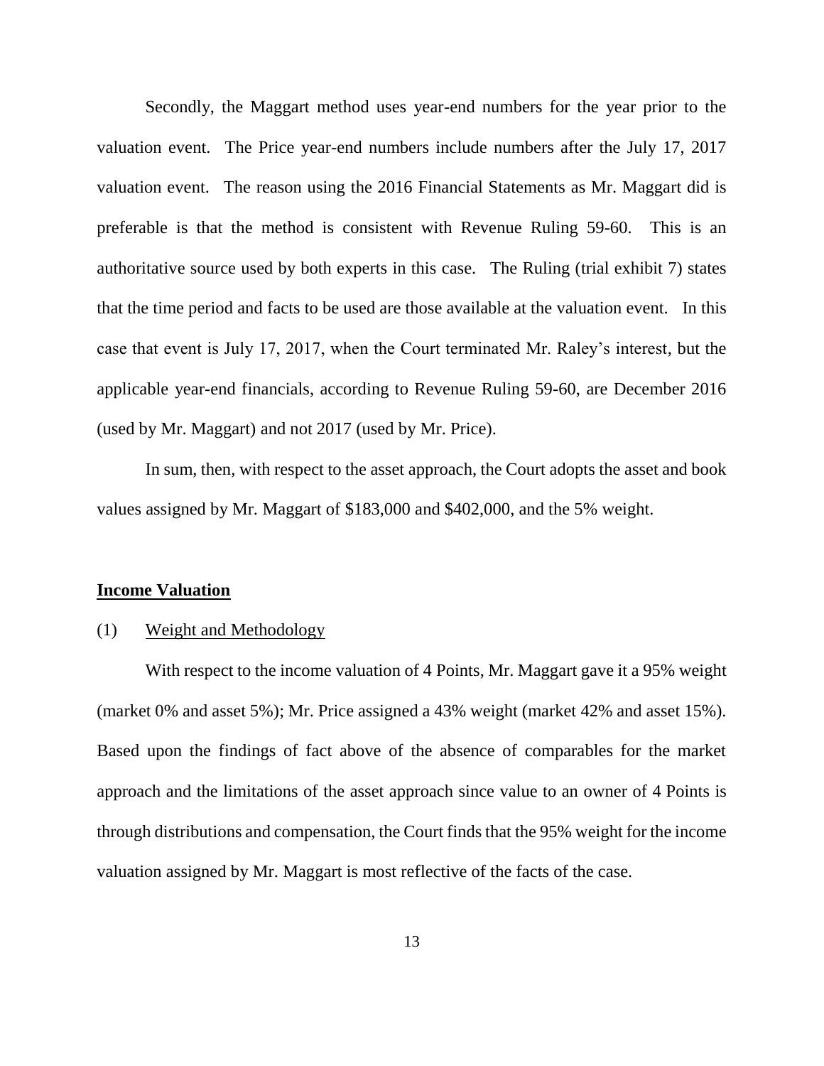Secondly, the Maggart method uses year-end numbers for the year prior to the valuation event. The Price year-end numbers include numbers after the July 17, 2017 valuation event. The reason using the 2016 Financial Statements as Mr. Maggart did is preferable is that the method is consistent with Revenue Ruling 59-60. This is an authoritative source used by both experts in this case. The Ruling (trial exhibit 7) states that the time period and facts to be used are those available at the valuation event. In this case that event is July 17, 2017, when the Court terminated Mr. Raley's interest, but the applicable year-end financials, according to Revenue Ruling 59-60, are December 2016 (used by Mr. Maggart) and not 2017 (used by Mr. Price).

In sum, then, with respect to the asset approach, the Court adopts the asset and book values assigned by Mr. Maggart of $183,000 and $402,000, and the 5% weight.

## Income Valuation

### (1) Weight and Methodology

With respect to the income valuation of 4 Points, Mr. Maggart gave it a 95% weight (market 0% and asset 5%); Mr. Price assigned a 43% weight (market 42% and asset 15%). Based upon the findings of fact above of the absence of comparables for the market approach and the limitations of the asset approach since value to an owner of 4 Points is through distributions and compensation, the Court finds that the 95% weight for the income valuation assigned by Mr. Maggart is most reflective of the facts of the case.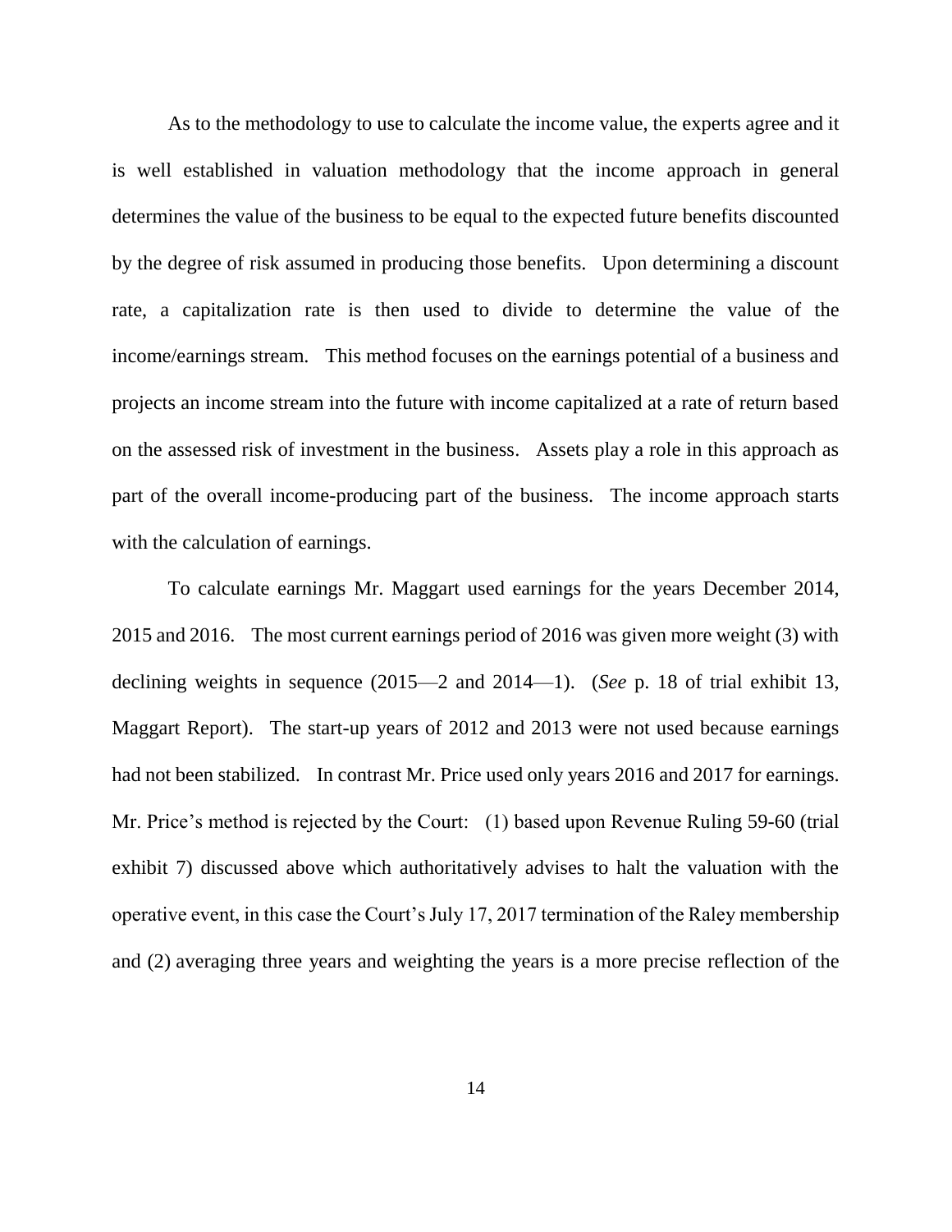As to the methodology to use to calculate the income value, the experts agree and it is well established in valuation methodology that the income approach in general determines the value of the business to be equal to the expected future benefits discounted by the degree of risk assumed in producing those benefits. Upon determining a discount rate, a capitalization rate is then used to divide to determine the value of the income/earnings stream. This method focuses on the earnings potential of a business and projects an income stream into the future with income capitalized at a rate of return based on the assessed risk of investment in the business. Assets play a role in this approach as part of the overall income-producing part of the business. The income approach starts with the calculation of earnings.

To calculate earnings Mr. Maggart used earnings for the years December 2014, 2015 and 2016. The most current earnings period of 2016 was given more weight (3) with declining weights in sequence (2015—2 and 2014—1). (*See* p. 18 of trial exhibit 13, Maggart Report). The start-up years of 2012 and 2013 were not used because earnings had not been stabilized. In contrast Mr. Price used only years 2016 and 2017 for earnings. Mr. Price's method is rejected by the Court: (1) based upon Revenue Ruling 59-60 (trial exhibit 7) discussed above which authoritatively advises to halt the valuation with the operative event, in this case the Court's July 17, 2017 termination of the Raley membership and (2) averaging three years and weighting the years is a more precise reflection of the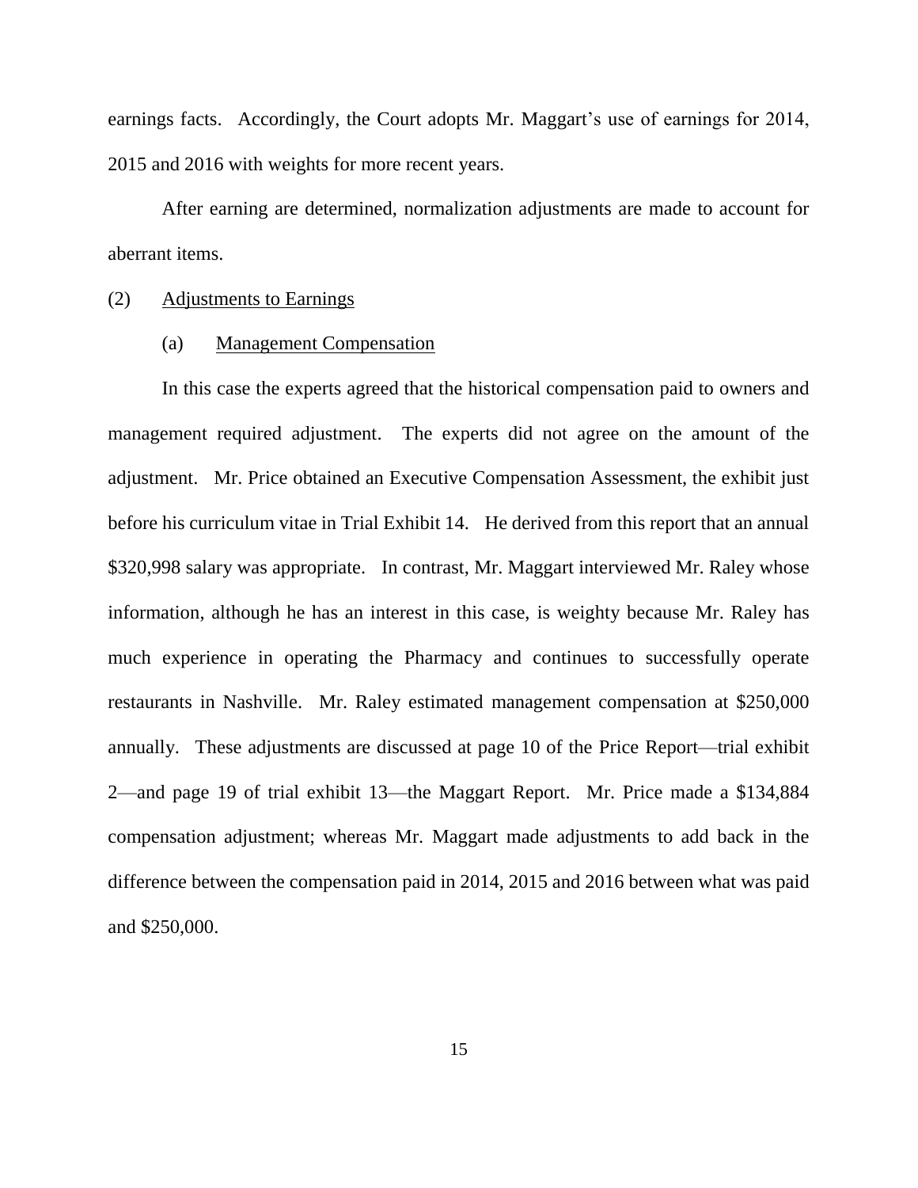earnings facts. Accordingly, the Court adopts Mr. Maggart's use of earnings for 2014, 2015 and 2016 with weights for more recent years.

After earning are determined, normalization adjustments are made to account for aberrant items.

(2) Adjustments to Earnings

(a) Management Compensation

In this case the experts agreed that the historical compensation paid to owners and management required adjustment. The experts did not agree on the amount of the adjustment. Mr. Price obtained an Executive Compensation Assessment, the exhibit just before his curriculum vitae in Trial Exhibit 14. He derived from this report that an annual \$320,998 salary was appropriate. In contrast, Mr. Maggart interviewed Mr. Raley whose information, although he has an interest in this case, is weighty because Mr. Raley has much experience in operating the Pharmacy and continues to successfully operate restaurants in Nashville. Mr. Raley estimated management compensation at \$250,000 annually. These adjustments are discussed at page 10 of the Price Report—trial exhibit 2—and page 19 of trial exhibit 13—the Maggart Report. Mr. Price made a \$134,884 compensation adjustment; whereas Mr. Maggart made adjustments to add back in the difference between the compensation paid in 2014, 2015 and 2016 between what was paid and \$250,000.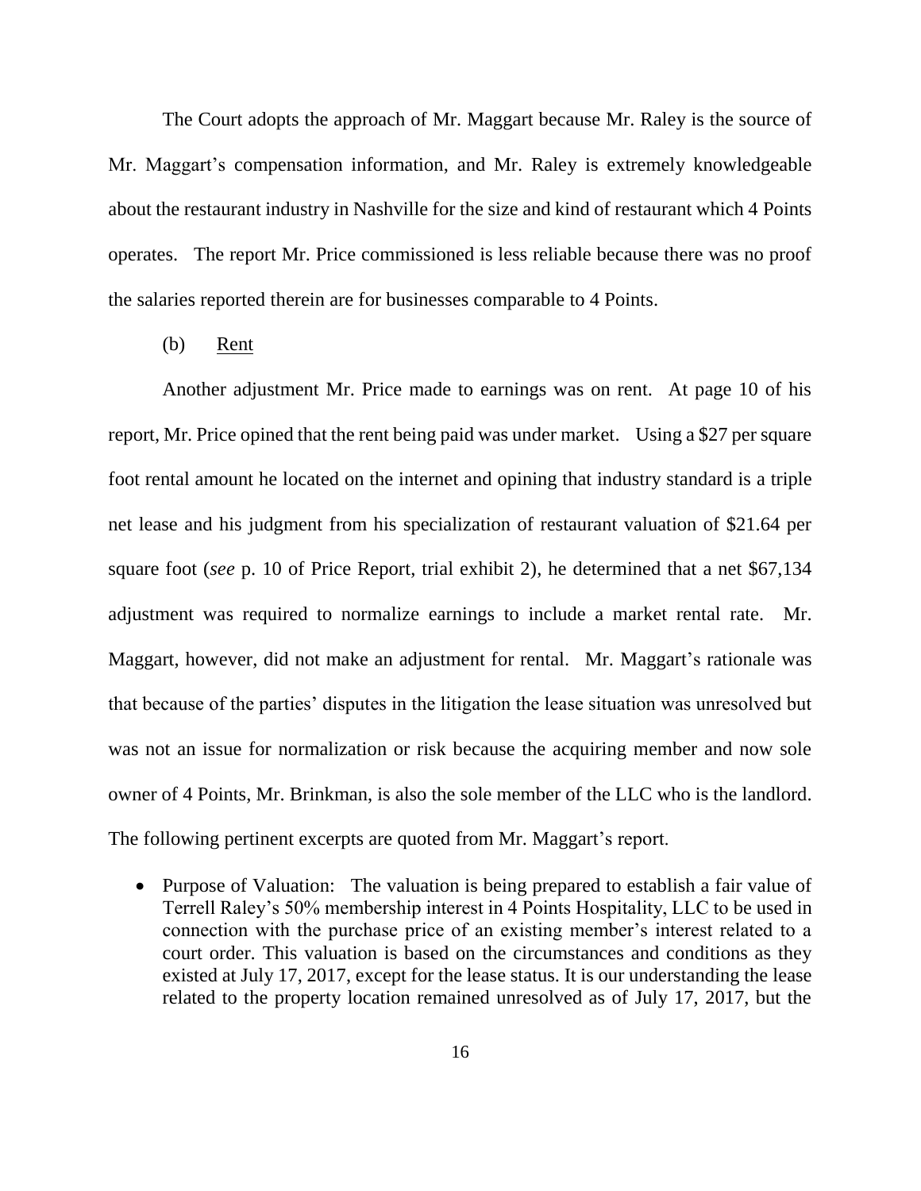The Court adopts the approach of Mr. Maggart because Mr. Raley is the source of Mr. Maggart's compensation information, and Mr. Raley is extremely knowledgeable about the restaurant industry in Nashville for the size and kind of restaurant which 4 Points operates. The report Mr. Price commissioned is less reliable because there was no proof the salaries reported therein are for businesses comparable to 4 Points.

(b) Rent

Another adjustment Mr. Price made to earnings was on rent. At page 10 of his report, Mr. Price opined that the rent being paid was under market. Using a $27 per square foot rental amount he located on the internet and opining that industry standard is a triple net lease and his judgment from his specialization of restaurant valuation of $21.64 per square foot (*see* p. 10 of Price Report, trial exhibit 2), he determined that a net $67,134 adjustment was required to normalize earnings to include a market rental rate. Mr. Maggart, however, did not make an adjustment for rental. Mr. Maggart's rationale was that because of the parties' disputes in the litigation the lease situation was unresolved but was not an issue for normalization or risk because the acquiring member and now sole owner of 4 Points, Mr. Brinkman, is also the sole member of the LLC who is the landlord. The following pertinent excerpts are quoted from Mr. Maggart's report.

- Purpose of Valuation: The valuation is being prepared to establish a fair value of Terrell Raley's 50% membership interest in 4 Points Hospitality, LLC to be used in connection with the purchase price of an existing member's interest related to a court order. This valuation is based on the circumstances and conditions as they existed at July 17, 2017, except for the lease status. It is our understanding the lease related to the property location remained unresolved as of July 17, 2017, but the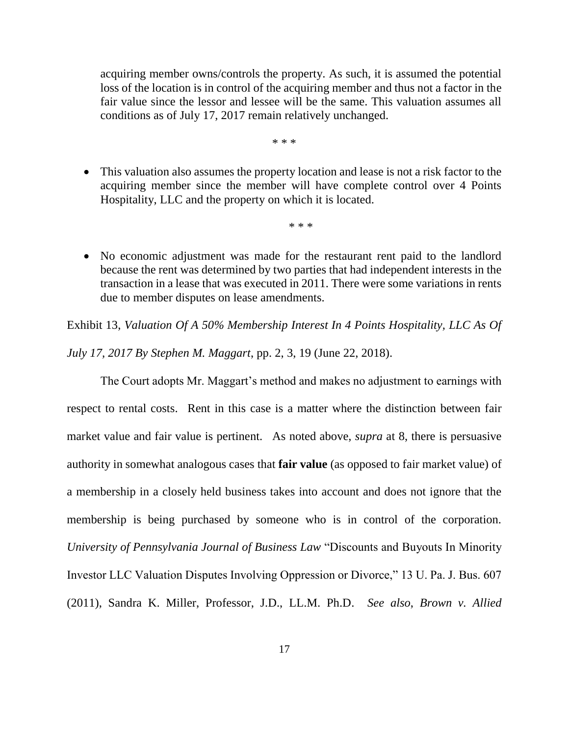acquiring member owns/controls the property. As such, it is assumed the potential loss of the location is in control of the acquiring member and thus not a factor in the fair value since the lessor and lessee will be the same. This valuation assumes all conditions as of July 17, 2017 remain relatively unchanged.

\* \* \*

- This valuation also assumes the property location and lease is not a risk factor to the acquiring member since the member will have complete control over 4 Points Hospitality, LLC and the property on which it is located.

\* \* \*

- No economic adjustment was made for the restaurant rent paid to the landlord because the rent was determined by two parties that had independent interests in the transaction in a lease that was executed in 2011. There were some variations in rents due to member disputes on lease amendments.

Exhibit 13, *Valuation Of A 50% Membership Interest In 4 Points Hospitality, LLC As Of July 17, 2017 By Stephen M. Maggart*, pp. 2, 3, 19 (June 22, 2018).

The Court adopts Mr. Maggart's method and makes no adjustment to earnings with respect to rental costs. Rent in this case is a matter where the distinction between fair market value and fair value is pertinent. As noted above, *supra* at 8, there is persuasive authority in somewhat analogous cases that **fair value** (as opposed to fair market value) of a membership in a closely held business takes into account and does not ignore that the membership is being purchased by someone who is in control of the corporation. *University of Pennsylvania Journal of Business Law* "Discounts and Buyouts In Minority Investor LLC Valuation Disputes Involving Oppression or Divorce," 13 U. Pa. J. Bus. 607 (2011), Sandra K. Miller, Professor, J.D., LL.M. Ph.D. *See also*, *Brown v. Allied*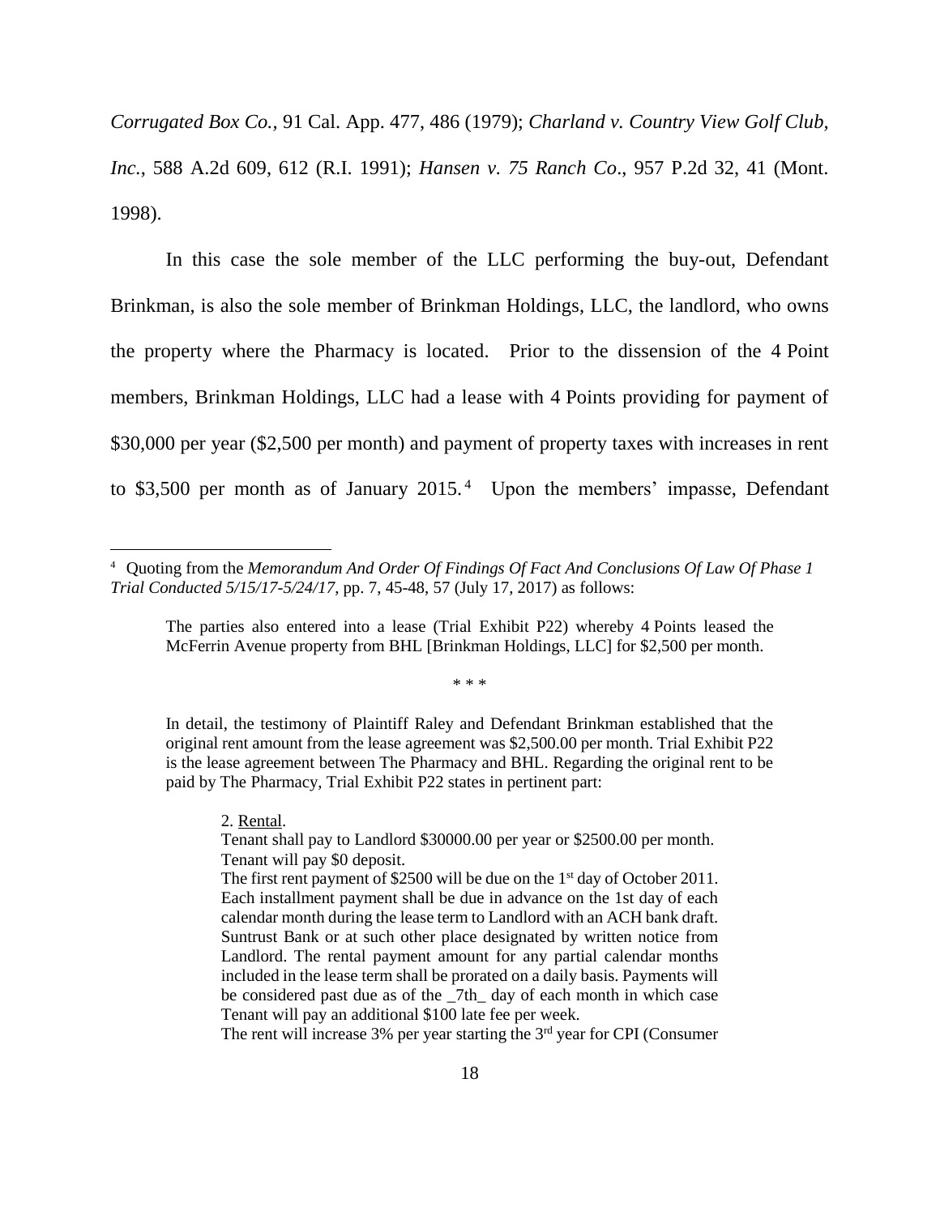*Corrugated Box Co.*, 91 Cal. App. 477, 486 (1979); *Charland v. Country View Golf Club, Inc.*, 588 A.2d 609, 612 (R.I. 1991); *Hansen v. 75 Ranch Co*., 957 P.2d 32, 41 (Mont. 1998).

In this case the sole member of the LLC performing the buy-out, Defendant Brinkman, is also the sole member of Brinkman Holdings, LLC, the landlord, who owns the property where the Pharmacy is located. Prior to the dissension of the 4 Point members, Brinkman Holdings, LLC had a lease with 4 Points providing for payment of $30,000 per year ($2,500 per month) and payment of property taxes with increases in rent to $3,500 per month as of January 2015.[4] Upon the members' impasse, Defendant

---

[4] Quoting from the *Memorandum And Order Of Findings Of Fact And Conclusions Of Law Of Phase 1 Trial Conducted 5/15/17-5/24/17*, pp. 7, 45-48, 57 (July 17, 2017) as follows:

> The parties also entered into a lease (Trial Exhibit P22) whereby 4 Points leased the McFerrin Avenue property from BHL [Brinkman Holdings, LLC] for $2,500 per month.
>
> \* \* \*
>
> In detail, the testimony of Plaintiff Raley and Defendant Brinkman established that the original rent amount from the lease agreement was $2,500.00 per month. Trial Exhibit P22 is the lease agreement between The Pharmacy and BHL. Regarding the original rent to be paid by The Pharmacy, Trial Exhibit P22 states in pertinent part:
>
> > 2. Rental.
> > Tenant shall pay to Landlord $30000.00 per year or $2500.00 per month. Tenant will pay $0 deposit.
> > The first rent payment of $2500 will be due on the 1st day of October 2011. Each installment payment shall be due in advance on the 1st day of each calendar month during the lease term to Landlord with an ACH bank draft. Suntrust Bank or at such other place designated by written notice from Landlord. The rental payment amount for any partial calendar months included in the lease term shall be prorated on a daily basis. Payments will be considered past due as of the _7th_ day of each month in which case Tenant will pay an additional $100 late fee per week.
> > The rent will increase 3% per year starting the 3rd year for CPI (Consumer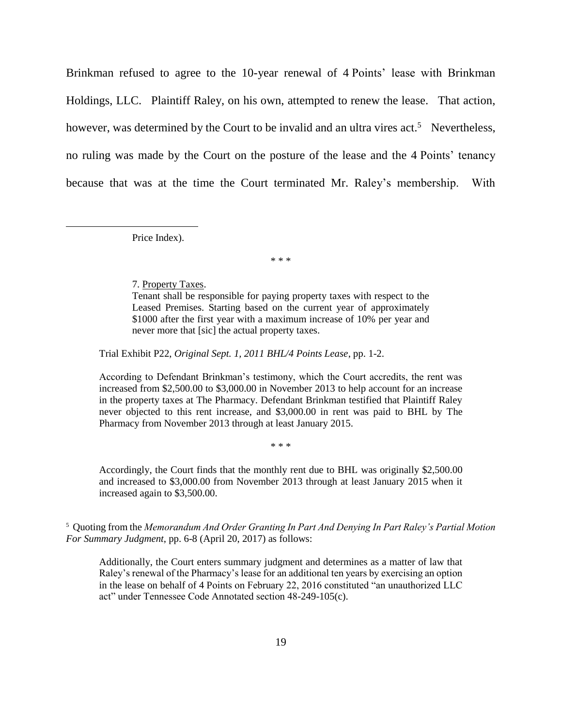Brinkman refused to agree to the 10-year renewal of 4 Points' lease with Brinkman Holdings, LLC. Plaintiff Raley, on his own, attempted to renew the lease. That action, however, was determined by the Court to be invalid and an ultra vires act.[5] Nevertheless, no ruling was made by the Court on the posture of the lease and the 4 Points' tenancy because that was at the time the Court terminated Mr. Raley's membership. With

---

> > Price Index).
>
> \* \* \*
>
> > 7. Property Taxes.
> > Tenant shall be responsible for paying property taxes with respect to the Leased Premises. Starting based on the current year of approximately $1000 after the first year with a maximum increase of 10% per year and never more that [sic] the actual property taxes.
>
> Trial Exhibit P22, *Original Sept. 1, 2011 BHL/4 Points Lease*, pp. 1-2.
>
> According to Defendant Brinkman's testimony, which the Court accredits, the rent was increased from $2,500.00 to $3,000.00 in November 2013 to help account for an increase in the property taxes at The Pharmacy. Defendant Brinkman testified that Plaintiff Raley never objected to this rent increase, and $3,000.00 in rent was paid to BHL by The Pharmacy from November 2013 through at least January 2015.
>
> \* \* \*
>
> Accordingly, the Court finds that the monthly rent due to BHL was originally $2,500.00 and increased to $3,000.00 from November 2013 through at least January 2015 when it increased again to $3,500.00.

[5] Quoting from the *Memorandum And Order Granting In Part And Denying In Part Raley's Partial Motion For Summary Judgment*, pp. 6-8 (April 20, 2017) as follows:

> Additionally, the Court enters summary judgment and determines as a matter of law that Raley's renewal of the Pharmacy's lease for an additional ten years by exercising an option in the lease on behalf of 4 Points on February 22, 2016 constituted "an unauthorized LLC act" under Tennessee Code Annotated section 48-249-105(c).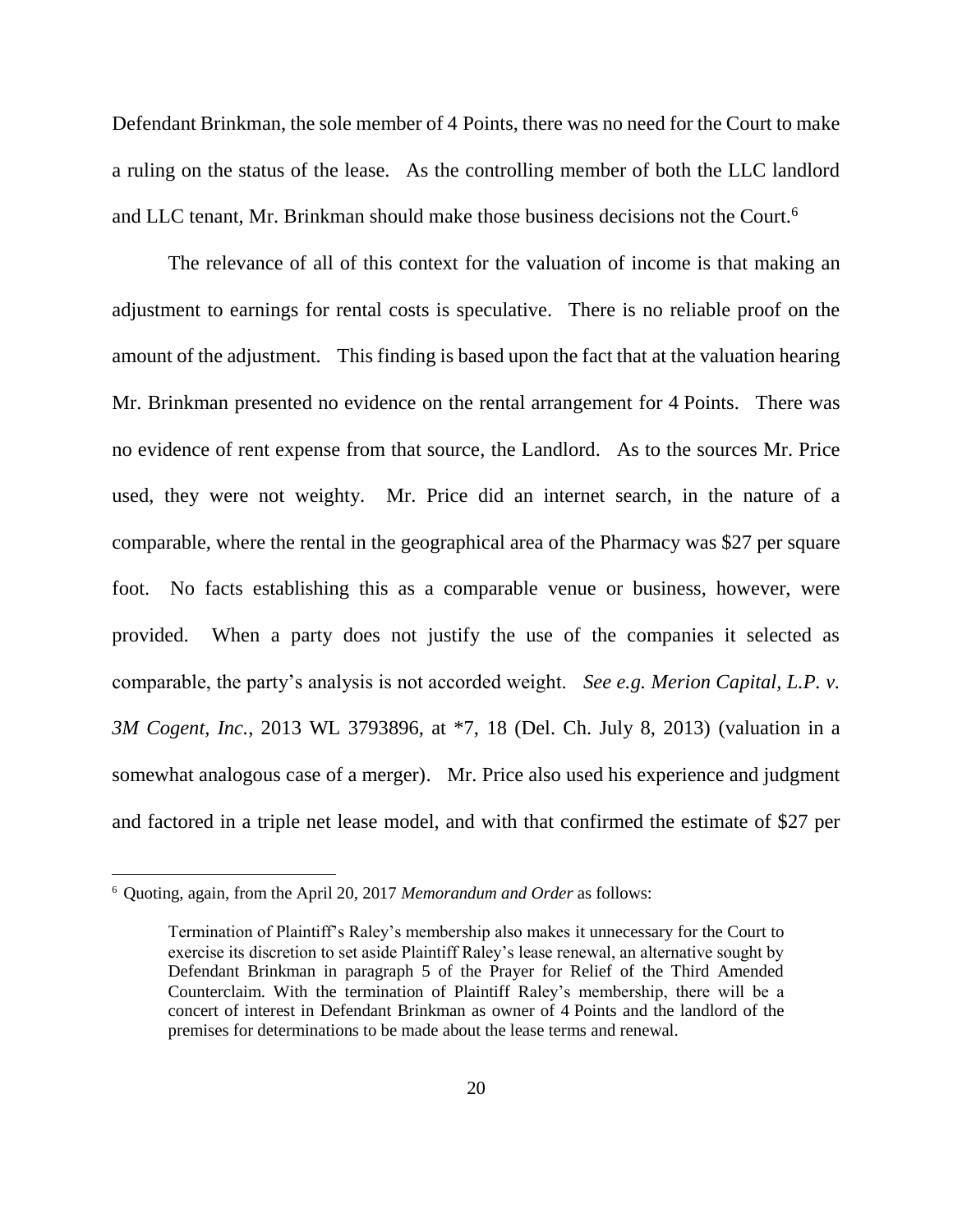Defendant Brinkman, the sole member of 4 Points, there was no need for the Court to make a ruling on the status of the lease. As the controlling member of both the LLC landlord and LLC tenant, Mr. Brinkman should make those business decisions not the Court.[6]

The relevance of all of this context for the valuation of income is that making an adjustment to earnings for rental costs is speculative. There is no reliable proof on the amount of the adjustment. This finding is based upon the fact that at the valuation hearing Mr. Brinkman presented no evidence on the rental arrangement for 4 Points. There was no evidence of rent expense from that source, the Landlord. As to the sources Mr. Price used, they were not weighty. Mr. Price did an internet search, in the nature of a comparable, where the rental in the geographical area of the Pharmacy was $27 per square foot. No facts establishing this as a comparable venue or business, however, were provided. When a party does not justify the use of the companies it selected as comparable, the party's analysis is not accorded weight. *See e.g. Merion Capital, L.P. v. 3M Cogent, Inc.*, 2013 WL 3793896, at *7, 18 (Del. Ch. July 8, 2013) (valuation in a somewhat analogous case of a merger). Mr. Price also used his experience and judgment and factored in a triple net lease model, and with that confirmed the estimate of $27 per

---

[6] Quoting, again, from the April 20, 2017 *Memorandum and Order* as follows:

> Termination of Plaintiff's Raley's membership also makes it unnecessary for the Court to exercise its discretion to set aside Plaintiff Raley's lease renewal, an alternative sought by Defendant Brinkman in paragraph 5 of the Prayer for Relief of the Third Amended Counterclaim. With the termination of Plaintiff Raley's membership, there will be a concert of interest in Defendant Brinkman as owner of 4 Points and the landlord of the premises for determinations to be made about the lease terms and renewal.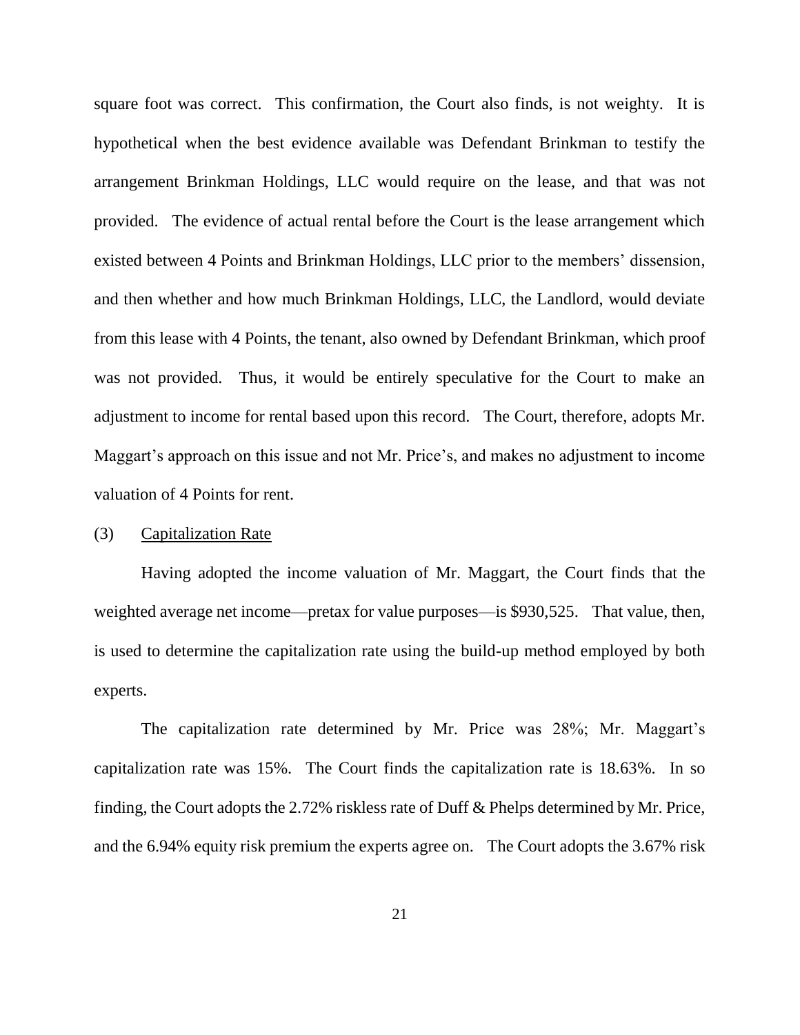square foot was correct. This confirmation, the Court also finds, is not weighty. It is hypothetical when the best evidence available was Defendant Brinkman to testify the arrangement Brinkman Holdings, LLC would require on the lease, and that was not provided. The evidence of actual rental before the Court is the lease arrangement which existed between 4 Points and Brinkman Holdings, LLC prior to the members' dissension, and then whether and how much Brinkman Holdings, LLC, the Landlord, would deviate from this lease with 4 Points, the tenant, also owned by Defendant Brinkman, which proof was not provided. Thus, it would be entirely speculative for the Court to make an adjustment to income for rental based upon this record. The Court, therefore, adopts Mr. Maggart's approach on this issue and not Mr. Price's, and makes no adjustment to income valuation of 4 Points for rent.

(3) Capitalization Rate

Having adopted the income valuation of Mr. Maggart, the Court finds that the weighted average net income—pretax for value purposes—is $930,525. That value, then, is used to determine the capitalization rate using the build-up method employed by both experts.

The capitalization rate determined by Mr. Price was 28%; Mr. Maggart's capitalization rate was 15%. The Court finds the capitalization rate is 18.63%. In so finding, the Court adopts the 2.72% riskless rate of Duff & Phelps determined by Mr. Price, and the 6.94% equity risk premium the experts agree on. The Court adopts the 3.67% risk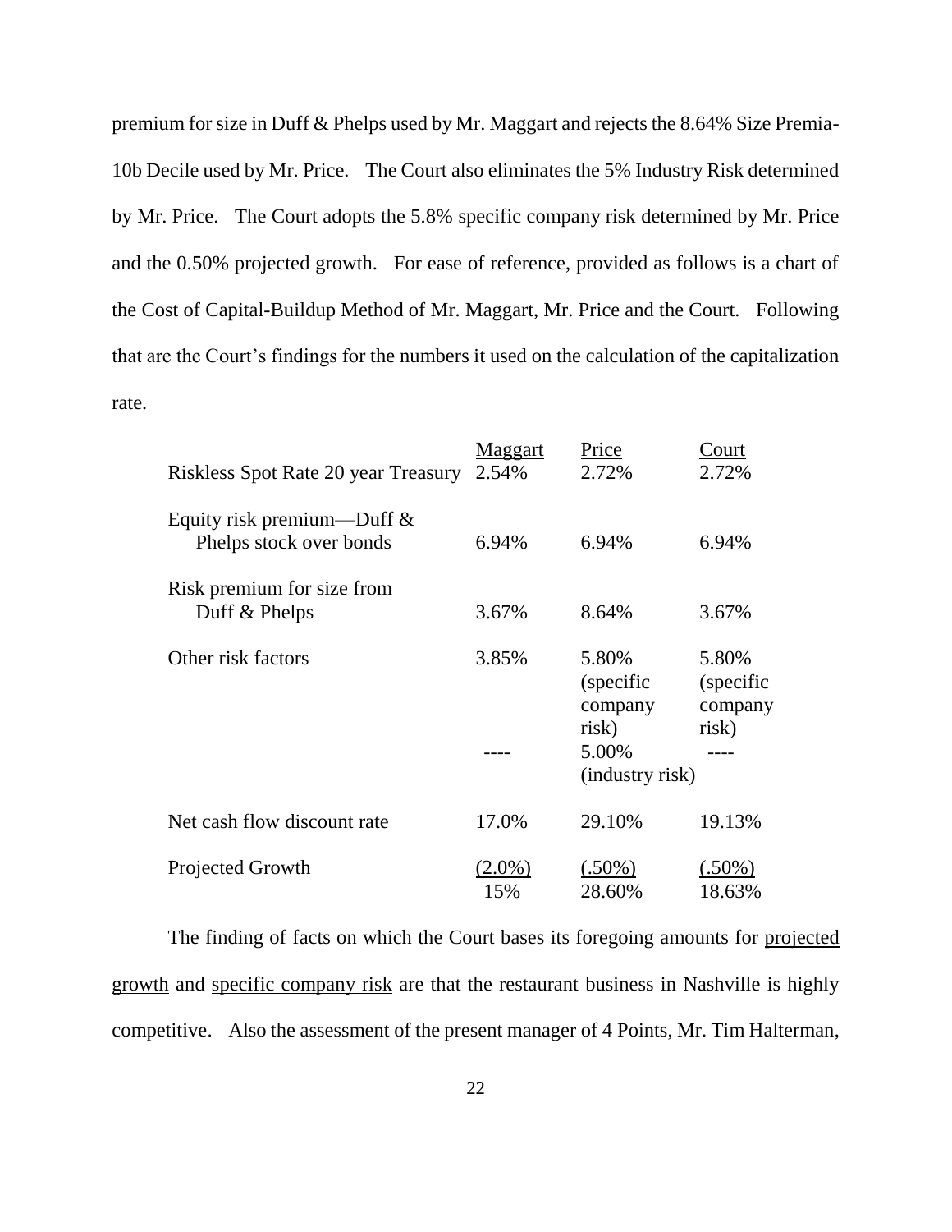premium for size in Duff & Phelps used by Mr. Maggart and rejects the 8.64% Size Premia-10b Decile used by Mr. Price. The Court also eliminates the 5% Industry Risk determined by Mr. Price. The Court adopts the 5.8% specific company risk determined by Mr. Price and the 0.50% projected growth. For ease of reference, provided as follows is a chart of the Cost of Capital-Buildup Method of Mr. Maggart, Mr. Price and the Court. Following that are the Court's findings for the numbers it used on the calculation of the capitalization rate.

| | Maggart | Price | Court |
|---|---|---|---|
| Riskless Spot Rate 20 year Treasury | 2.54% | 2.72% | 2.72% |
| Equity risk premium—Duff & Phelps stock over bonds | 6.94% | 6.94% | 6.94% |
| Risk premium for size from Duff & Phelps | 3.67% | 8.64% | 3.67% |
| Other risk factors | 3.85% | 5.80% (specific company risk) | 5.80% (specific company risk) |
| | ---- | 5.00% (industry risk) | ---- |
| Net cash flow discount rate | 17.0% | 29.10% | 19.13% |
| Projected Growth | (2.0%) | (.50%) | (.50%) |
| | 15% | 28.60% | 18.63% |

The finding of facts on which the Court bases its foregoing amounts for projected growth and specific company risk are that the restaurant business in Nashville is highly competitive. Also the assessment of the present manager of 4 Points, Mr. Tim Halterman,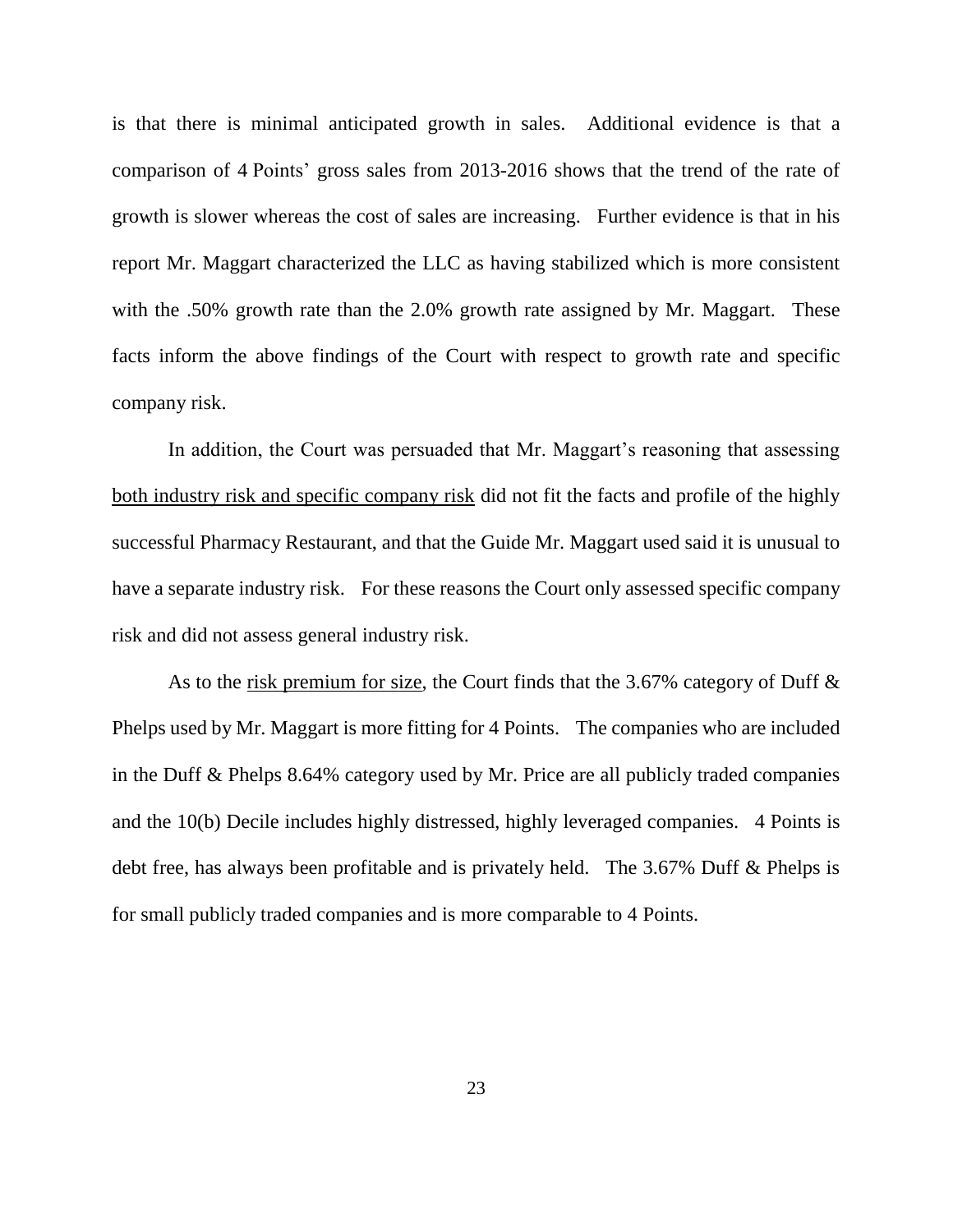is that there is minimal anticipated growth in sales. Additional evidence is that a comparison of 4 Points' gross sales from 2013-2016 shows that the trend of the rate of growth is slower whereas the cost of sales are increasing. Further evidence is that in his report Mr. Maggart characterized the LLC as having stabilized which is more consistent with the .50% growth rate than the 2.0% growth rate assigned by Mr. Maggart. These facts inform the above findings of the Court with respect to growth rate and specific company risk.

In addition, the Court was persuaded that Mr. Maggart's reasoning that assessing <u>both industry risk and specific company risk</u> did not fit the facts and profile of the highly successful Pharmacy Restaurant, and that the Guide Mr. Maggart used said it is unusual to have a separate industry risk. For these reasons the Court only assessed specific company risk and did not assess general industry risk.

As to the <u>risk premium for size</u>, the Court finds that the 3.67% category of Duff & Phelps used by Mr. Maggart is more fitting for 4 Points. The companies who are included in the Duff & Phelps 8.64% category used by Mr. Price are all publicly traded companies and the 10(b) Decile includes highly distressed, highly leveraged companies. 4 Points is debt free, has always been profitable and is privately held. The 3.67% Duff & Phelps is for small publicly traded companies and is more comparable to 4 Points.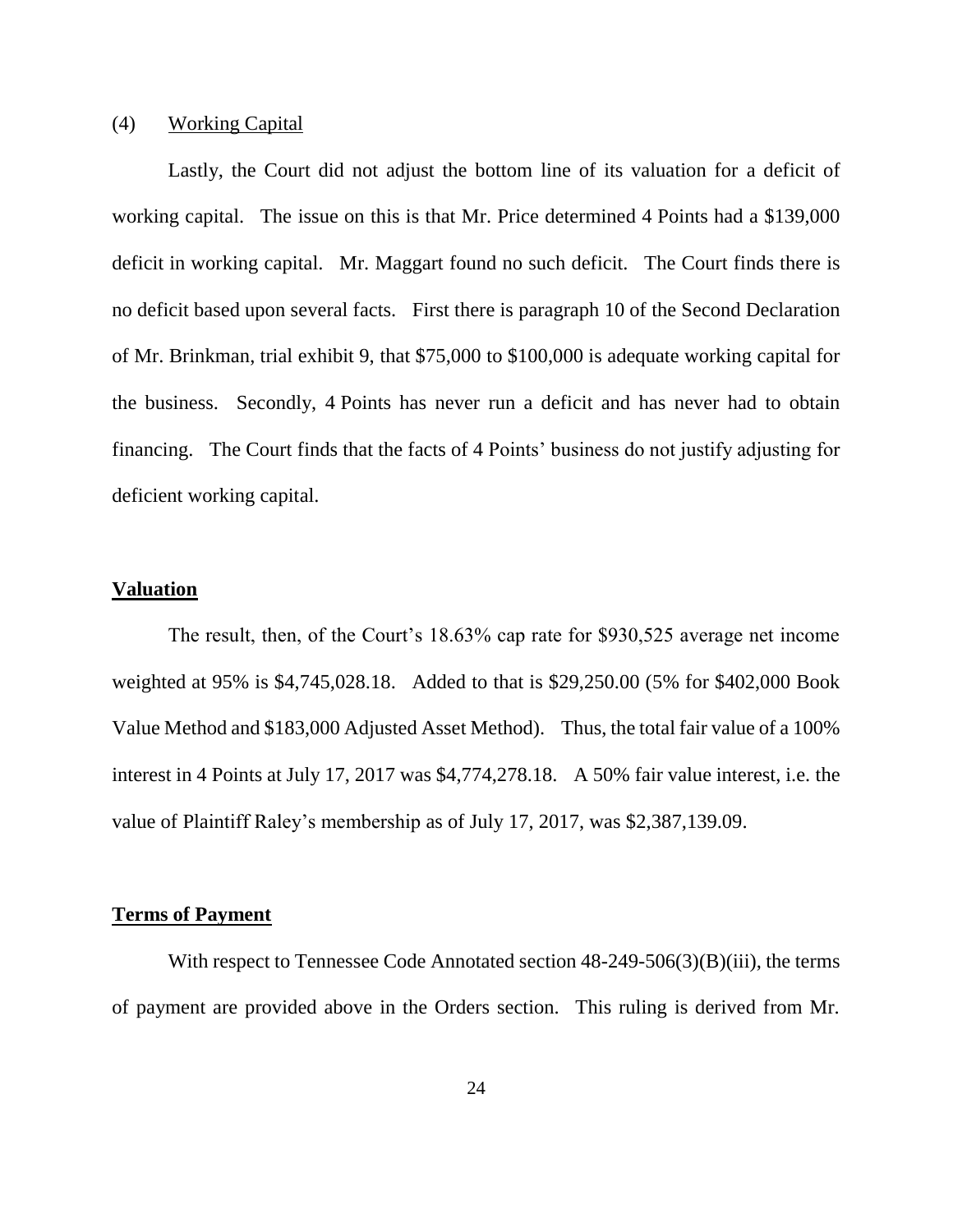(4) Working Capital

Lastly, the Court did not adjust the bottom line of its valuation for a deficit of working capital. The issue on this is that Mr. Price determined 4 Points had a $139,000 deficit in working capital. Mr. Maggart found no such deficit. The Court finds there is no deficit based upon several facts. First there is paragraph 10 of the Second Declaration of Mr. Brinkman, trial exhibit 9, that $75,000 to $100,000 is adequate working capital for the business. Secondly, 4 Points has never run a deficit and has never had to obtain financing. The Court finds that the facts of 4 Points' business do not justify adjusting for deficient working capital.

**Valuation**

The result, then, of the Court's 18.63% cap rate for $930,525 average net income weighted at 95% is $4,745,028.18. Added to that is $29,250.00 (5% for $402,000 Book Value Method and $183,000 Adjusted Asset Method). Thus, the total fair value of a 100% interest in 4 Points at July 17, 2017 was $4,774,278.18. A 50% fair value interest, i.e. the value of Plaintiff Raley's membership as of July 17, 2017, was $2,387,139.09.

**Terms of Payment**

With respect to Tennessee Code Annotated section 48-249-506(3)(B)(iii), the terms of payment are provided above in the Orders section. This ruling is derived from Mr.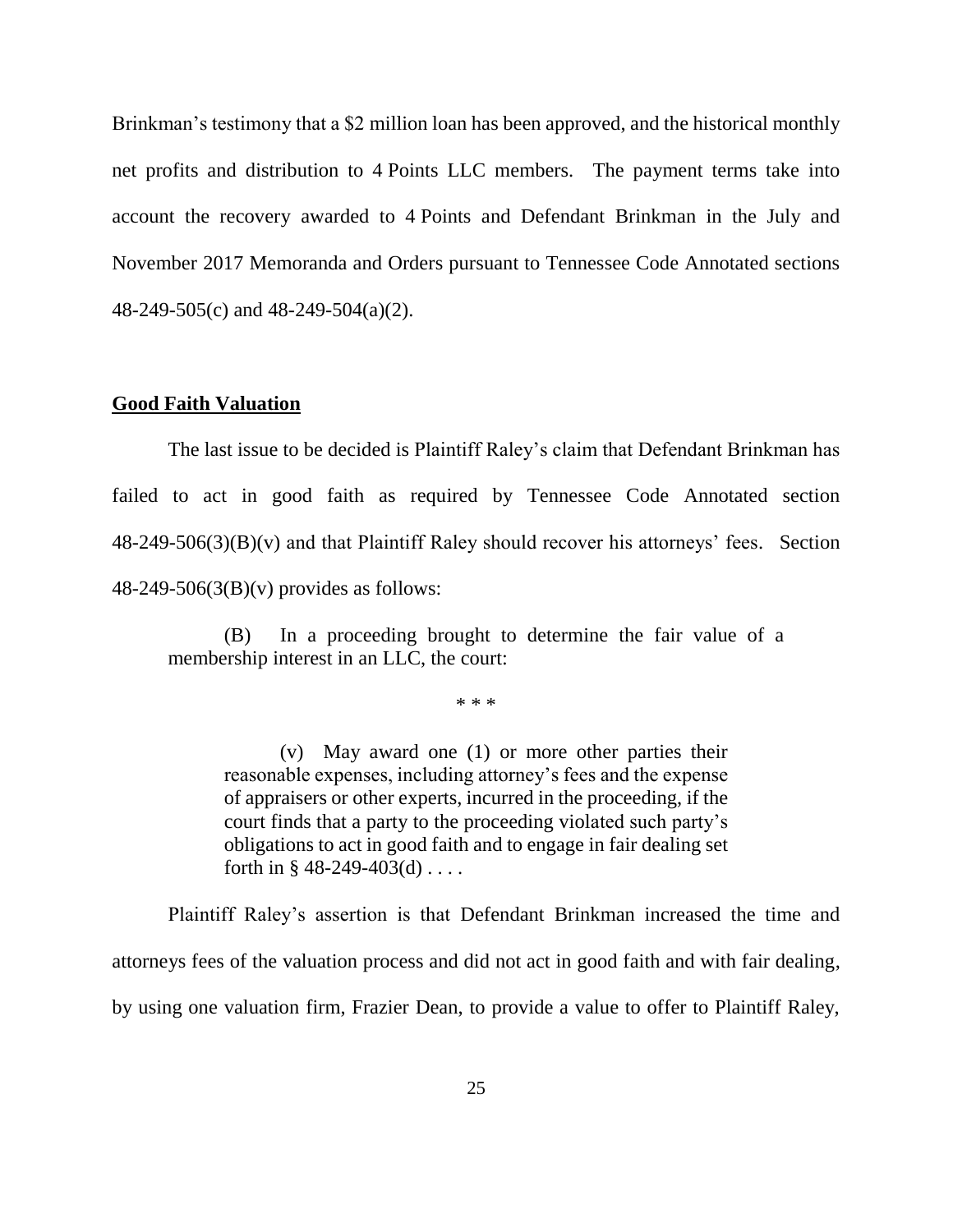Brinkman's testimony that a $2 million loan has been approved, and the historical monthly net profits and distribution to 4 Points LLC members. The payment terms take into account the recovery awarded to 4 Points and Defendant Brinkman in the July and November 2017 Memoranda and Orders pursuant to Tennessee Code Annotated sections 48-249-505(c) and 48-249-504(a)(2).

**Good Faith Valuation**

The last issue to be decided is Plaintiff Raley's claim that Defendant Brinkman has failed to act in good faith as required by Tennessee Code Annotated section 48-249-506(3)(B)(v) and that Plaintiff Raley should recover his attorneys' fees. Section 48-249-506(3(B)(v) provides as follows:

> (B) In a proceeding brought to determine the fair value of a membership interest in an LLC, the court:
>
> \* \* \*
>
> > (v) May award one (1) or more other parties their reasonable expenses, including attorney's fees and the expense of appraisers or other experts, incurred in the proceeding, if the court finds that a party to the proceeding violated such party's obligations to act in good faith and to engage in fair dealing set forth in § 48-249-403(d) . . . .

Plaintiff Raley's assertion is that Defendant Brinkman increased the time and attorneys fees of the valuation process and did not act in good faith and with fair dealing, by using one valuation firm, Frazier Dean, to provide a value to offer to Plaintiff Raley,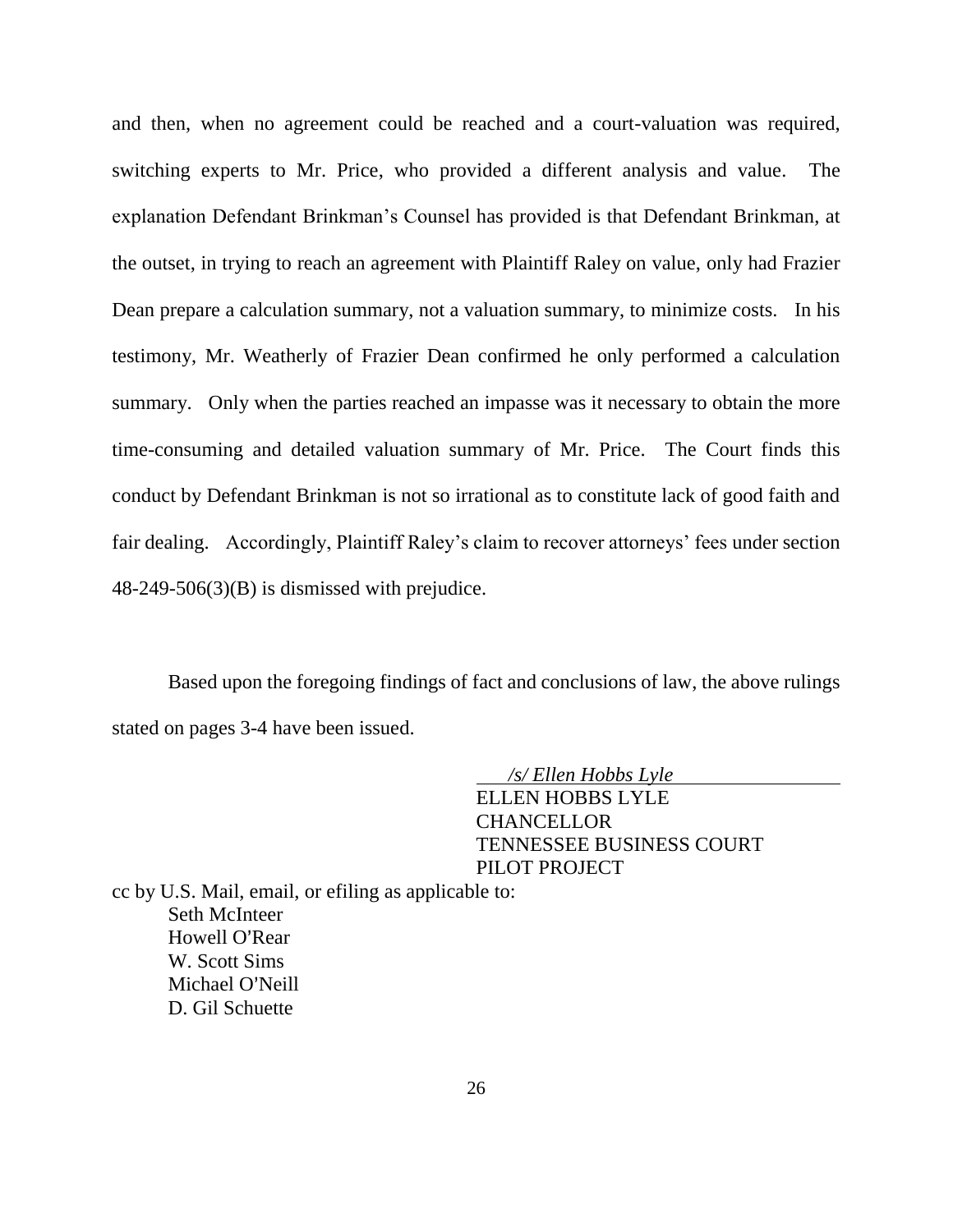and then, when no agreement could be reached and a court-valuation was required, switching experts to Mr. Price, who provided a different analysis and value. The explanation Defendant Brinkman's Counsel has provided is that Defendant Brinkman, at the outset, in trying to reach an agreement with Plaintiff Raley on value, only had Frazier Dean prepare a calculation summary, not a valuation summary, to minimize costs. In his testimony, Mr. Weatherly of Frazier Dean confirmed he only performed a calculation summary. Only when the parties reached an impasse was it necessary to obtain the more time-consuming and detailed valuation summary of Mr. Price. The Court finds this conduct by Defendant Brinkman is not so irrational as to constitute lack of good faith and fair dealing. Accordingly, Plaintiff Raley's claim to recover attorneys' fees under section 48-249-506(3)(B) is dismissed with prejudice.

Based upon the foregoing findings of fact and conclusions of law, the above rulings stated on pages 3-4 have been issued.

*/s/ Ellen Hobbs Lyle*
ELLEN HOBBS LYLE
CHANCELLOR
TENNESSEE BUSINESS COURT
PILOT PROJECT

cc by U.S. Mail, email, or efiling as applicable to:
Seth McInteer
Howell O'Rear
W. Scott Sims
Michael O'Neill
D. Gil Schuette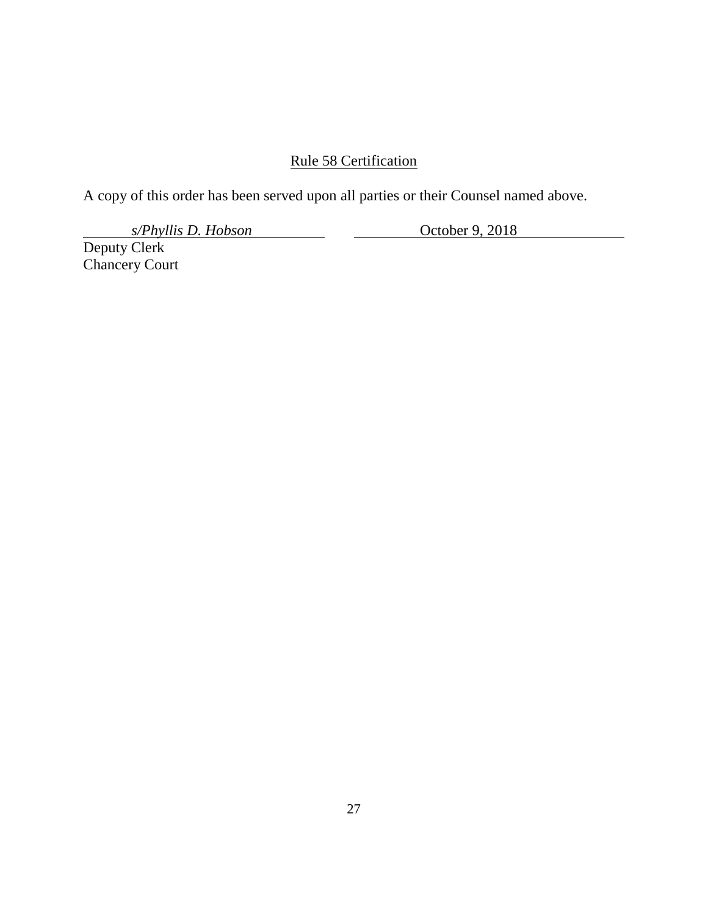Rule 58 Certification

A copy of this order has been served upon all parties or their Counsel named above.

*s/Phyllis D. Hobson* October 9, 2018

Deputy Clerk
Chancery Court